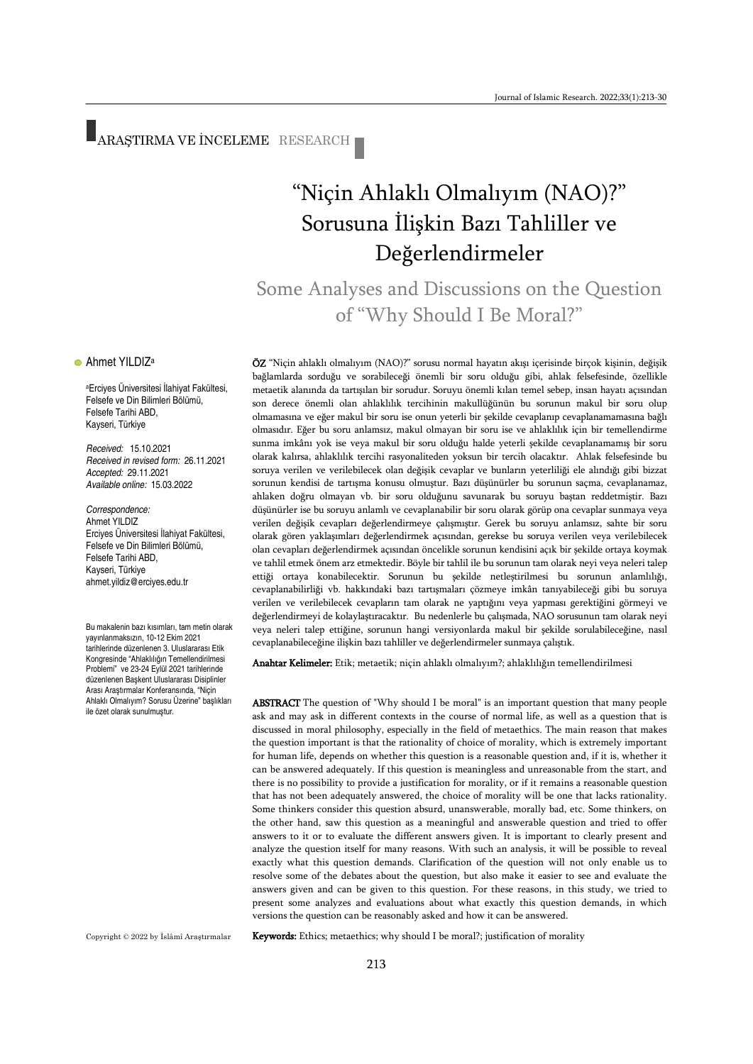ARAŞTIRMA VE İNCELEME RESEARCH

# "Niçin Ahlaklı Olmalıyım (NAO)?" Sorusuna İlişkin Bazı Tahliller ve Değerlendirmeler

## Some Analyses and Discussions on the Question of "Why Should I Be Moral?"

Ahmet YILDIZ[a]

[a]Erciyes Üniversitesi İlahiyat Fakültesi, Felsefe ve Din Bilimleri Bölümü, Felsefe Tarihi ABD, Kayseri, Türkiye

*Received:* 15.10.2021
*Received in revised form:* 26.11.2021
*Accepted:* 29.11.2021
*Available online:* 15.03.2022

*Correspondence:*
Ahmet YILDIZ
Erciyes Üniversitesi İlahiyat Fakültesi, Felsefe ve Din Bilimleri Bölümü, Felsefe Tarihi ABD, Kayseri, Türkiye
ahmet.yildiz@erciyes.edu.tr

Bu makalenin bazı kısımları, tam metin olarak yayınlanmaksızın, 10-12 Ekim 2021 tarihlerinde düzenlenen 3. Uluslararası Etik Kongresinde "Ahlaklılığın Temellendirilmesi Problemi" ve 23-24 Eylül 2021 tarihlerinde düzenlenen Başkent Uluslararası Disiplinler Arası Araştırmalar Konferansında, "Niçin Ahlaklı Olmalıyım? Sorusu Üzerine" başlıkları ile özet olarak sunulmuştur.

**ÖZ** "Niçin ahlaklı olmalıyım (NAO)?" sorusu normal hayatın akışı içerisinde birçok kişinin, değişik bağlamlarda sorduğu ve sorabileceği önemli bir soru olduğu gibi, ahlak felsefesinde, özellikle metaetik alanında da tartışılan bir sorudur. Soruyu önemli kılan temel sebep, insan hayatı açısından son derece önemli olan ahlaklılık tercihinin makullüğünün bu sorunun makul bir soru olup olmamasına ve eğer makul bir soru ise onun yeterli bir şekilde cevaplanıp cevaplanamamasına bağlı olmasıdır. Eğer bu soru anlamsız, makul olmayan bir soru ise ve ahlaklılık için bir temellendirme sunma imkânı yok ise veya makul bir soru olduğu halde yeterli şekilde cevaplanamamış bir soru olarak kalırsa, ahlaklılık tercihi rasyonaliteden yoksun bir tercih olacaktır. Ahlak felsefesinde bu soruya verilen ve verilebilecek olan değişik cevaplar ve bunların yeterliliği ele alındığı gibi bizzat sorunun kendisi de tartışma konusu olmuştur. Bazı düşünürler bu sorunun saçma, cevaplanamaz, ahlaken doğru olmayan vb. bir soru olduğunu savunarak bu soruyu baştan reddetmiştir. Bazı düşünürler ise bu soruyu anlamlı ve cevaplanabilir bir soru olarak görüp ona cevaplar sunmaya veya verilen değişik cevapları değerlendirmeye çalışmıştır. Gerek bu soruyu anlamsız, sahte bir soru olarak gören yaklaşımları değerlendirmek açısından, gerekse bu soruya verilen veya verilebilecek olan cevapları değerlendirmek açısından öncelikle sorunun kendisini açık bir şekilde ortaya koymak ve tahlil etmek önem arz etmektedir. Böyle bir tahlil ile bu sorunun tam olarak neyi veya neleri talep ettiği ortaya konabilecektir. Sorunun bu şekilde netleştirilmesi bu sorunun anlamlılığı, cevaplanabilirliği vb. hakkındaki bazı tartışmaları çözmeye imkân tanıyabileceği gibi bu soruya verilen ve verilebilecek cevapların tam olarak ne yaptığını veya yapması gerektiğini görmeyi ve değerlendirmeyi de kolaylaştıracaktır. Bu nedenlerle bu çalışmada, NAO sorusunun tam olarak neyi veya neleri talep ettiğine, sorunun hangi versiyonlarda makul bir şekilde sorulabileceğine, nasıl cevaplanabileceğine ilişkin bazı tahliller ve değerlendirmeler sunmaya çalıştık.

**Anahtar Kelimeler:** Etik; metaetik; niçin ahlaklı olmalıyım?; ahlaklılığın temellendirilmesi

**ABSTRACT** The question of "Why should I be moral" is an important question that many people ask and may ask in different contexts in the course of normal life, as well as a question that is discussed in moral philosophy, especially in the field of metaethics. The main reason that makes the question important is that the rationality of choice of morality, which is extremely important for human life, depends on whether this question is a reasonable question and, if it is, is whether it can be answered adequately. If this question is meaningless and unreasonable from the start, and there is no possibility to provide a justification for morality, or if it remains a reasonable question that has not been adequately answered, the choice of morality will be one that lacks rationality. Some thinkers consider this question absurd, unanswerable, morally bad, etc. Some thinkers, on the other hand, saw this question as a meaningful and answerable question and tried to offer answers to it or to evaluate the different answers given. It is important to clearly present and analyze the question itself for many reasons. With such an analysis, it will be possible to reveal exactly what this question demands. Clarification of the question will not only enable us to resolve some of the debates about the question, but also make it easier to see and evaluate the answers given and can be given to this question. For these reasons, in this study, we tried to present some analyzes and evaluations about what exactly this question demands, in which versions the question can be reasonably asked and how it can be answered.

**Keywords:** Ethics; metaethics; why should I be moral?; justification of morality

Copyright © 2022 by İslâmî Araştırmalar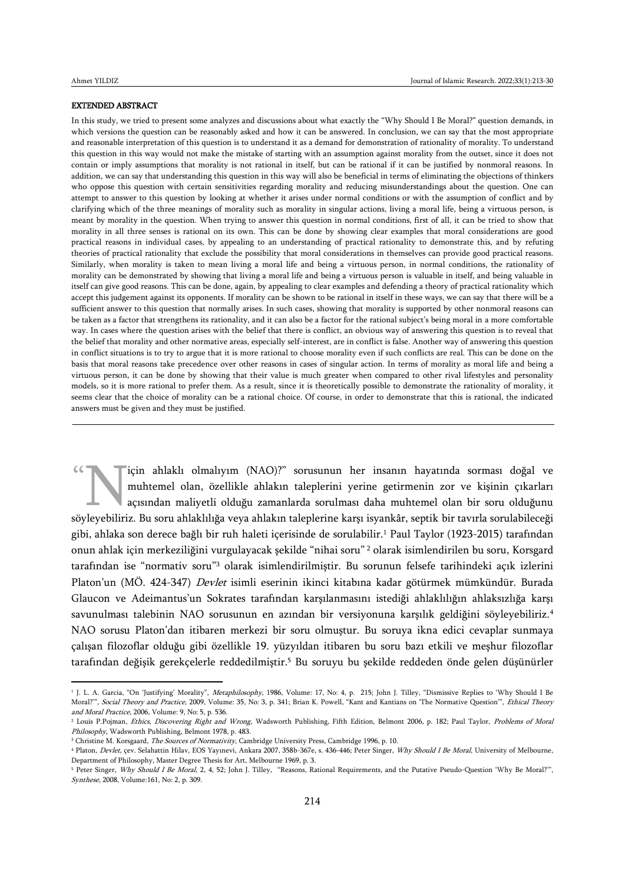## EXTENDED ABSTRACT

In this study, we tried to present some analyzes and discussions about what exactly the "Why Should I Be Moral?" question demands, in which versions the question can be reasonably asked and how it can be answered. In conclusion, we can say that the most appropriate and reasonable interpretation of this question is to understand it as a demand for demonstration of rationality of morality. To understand this question in this way would not make the mistake of starting with an assumption against morality from the outset, since it does not contain or imply assumptions that morality is not rational in itself, but can be rational if it can be justified by nonmoral reasons. In addition, we can say that understanding this question in this way will also be beneficial in terms of eliminating the objections of thinkers who oppose this question with certain sensitivities regarding morality and reducing misunderstandings about the question. One can attempt to answer to this question by looking at whether it arises under normal conditions or with the assumption of conflict and by clarifying which of the three meanings of morality such as morality in singular actions, living a moral life, being a virtuous person, is meant by morality in the question. When trying to answer this question in normal conditions, first of all, it can be tried to show that morality in all three senses is rational on its own. This can be done by showing clear examples that moral considerations are good practical reasons in individual cases, by appealing to an understanding of practical rationality to demonstrate this, and by refuting theories of practical rationality that exclude the possibility that moral considerations in themselves can provide good practical reasons. Similarly, when morality is taken to mean living a moral life and being a virtuous person, in normal conditions, the rationality of morality can be demonstrated by showing that living a moral life and being a virtuous person is valuable in itself, and being valuable in itself can give good reasons. This can be done, again, by appealing to clear examples and defending a theory of practical rationality which accept this judgement against its opponents. If morality can be shown to be rational in itself in these ways, we can say that there will be a sufficient answer to this question that normally arises. In such cases, showing that morality is supported by other nonmoral reasons can be taken as a factor that strengthens its rationality, and it can also be a factor for the rational subject's being moral in a more comfortable way. In cases where the question arises with the belief that there is conflict, an obvious way of answering this question is to reveal that the belief that morality and other normative areas, especially self-interest, are in conflict is false. Another way of answering this question in conflict situations is to try to argue that it is more rational to choose morality even if such conflicts are real. This can be done on the basis that moral reasons take precedence over other reasons in cases of singular action. In terms of morality as moral life and being a virtuous person, it can be done by showing that their value is much greater when compared to other rival lifestyles and personality models, so it is more rational to prefer them. As a result, since it is theoretically possible to demonstrate the rationality of morality, it seems clear that the choice of morality can be a rational choice. Of course, in order to demonstrate that this is rational, the indicated answers must be given and they must be justified.

---

"Niçin ahlaklı olmalıyım (NAO)?" sorusunun her insanın hayatında sorması doğal ve muhtemel olan, özellikle ahlakın taleplerini yerine getirmenin zor ve kişinin çıkarları açısından maliyetli olduğu zamanlarda sorulması daha muhtemel olan bir soru olduğunu söyleyebiliriz. Bu soru ahlaklılığa veya ahlakın taleplerine karşı isyankâr, septik bir tavırla sorulabileceği gibi, ahlaka son derece bağlı bir ruh haleti içerisinde de sorulabilir.[1] Paul Taylor (1923-2015) tarafından onun ahlak için merkeziliğini vurgulayacak şekilde "nihai soru"[2] olarak isimlendirilen bu soru, Korsgard tarafından ise "normativ soru"[3] olarak isimlendirilmiştir. Bu sorunun felsefe tarihindeki açık izlerini Platon'un (MÖ. 424-347) *Devlet* isimli eserinin ikinci kitabına kadar götürmek mümkündür. Burada Glaucon ve Adeimantus'un Sokrates tarafından karşılanmasını istediği ahlaklılığın ahlaksızlığa karşı savunulması talebinin NAO sorusunun en azından bir versiyonuna karşılık geldiğini söyleyebiliriz.[4] NAO sorusu Platon'dan itibaren merkezi bir soru olmuştur. Bu soruya ikna edici cevaplar sunmaya çalışan filozoflar olduğu gibi özellikle 19. yüzyıldan itibaren bu soru bazı etkili ve meşhur filozoflar tarafından değişik gerekçelerle reddedilmiştir.[5] Bu soruyu bu şekilde reddeden önde gelen düşünürler

---

[1] J. L. A. Garcia, "On 'Justifying' Morality", *Metaphilosophy,* 1986, Volume: 17, No: 4, p. 215; John J. Tilley, "Dismissive Replies to 'Why Should I Be Moral?'", *Social Theory and Practice,* 2009, Volume: 35, No: 3, p. 341; Brian K. Powell, "Kant and Kantians on 'The Normative Question'", *Ethical Theory and Moral Practice,* 2006, Volume: 9, No: 5, p. 536.

[2] Louis P.Pojman, *Ethics, Discovering Right and Wrong,* Wadsworth Publishing, Fifth Edition, Belmont 2006, p. 182; Paul Taylor, *Problems of Moral Philosophy*, Wadsworth Publishing, Belmont 1978, p. 483.

[3] Christine M. Korsgaard, *The Sources of Normativity*, Cambridge University Press, Cambridge 1996, p. 10.

[4] Platon, *Devlet*, çev. Selahattin Hilav, EOS Yayınevi, Ankara 2007, 358b-367e, s. 436-446; Peter Singer, *Why Should I Be Moral*, University of Melbourne, Department of Philosophy, Master Degree Thesis for Art, Melbourne 1969, p. 3.

[5] Peter Singer, *Why Should I Be Moral*, 2, 4, 52; John J. Tilley, "Reasons, Rational Requirements, and the Putative Pseudo-Question 'Why Be Moral?'", *Synthese*, 2008, Volume:161, No: 2, p. 309.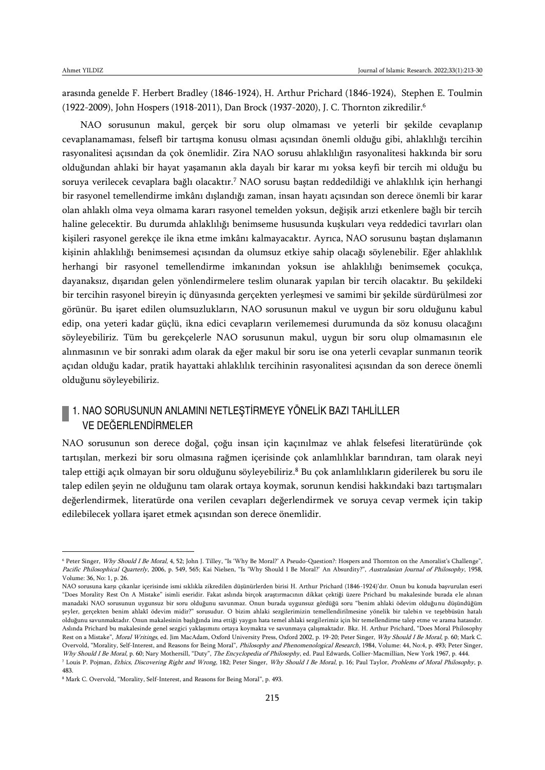arasında genelde F. Herbert Bradley (1846-1924), H. Arthur Prichard (1846-1924), Stephen E. Toulmin (1922-2009), John Hospers (1918-2011), Dan Brock (1937-2020), J. C. Thornton zikredilir.[6]

NAO sorusunun makul, gerçek bir soru olup olmaması ve yeterli bir şekilde cevaplanıp cevaplanamaması, felsefî bir tartışma konusu olması açısından önemli olduğu gibi, ahlaklılığı tercihin rasyonalitesi açısından da çok önemlidir. Zira NAO sorusu ahlaklılığın rasyonalitesi hakkında bir soru olduğundan ahlaki bir hayat yaşamanın akla dayalı bir karar mı yoksa keyfi bir tercih mi olduğu bu soruya verilecek cevaplara bağlı olacaktır.[7] NAO sorusu baştan reddedildiği ve ahlaklılık için herhangi bir rasyonel temellendirme imkânı dışlandığı zaman, insan hayatı açısından son derece önemli bir karar olan ahlaklı olma veya olmama kararı rasyonel temelden yoksun, değişik arızi etkenlere bağlı bir tercih haline gelecektir. Bu durumda ahlaklılığı benimseme hususunda kuşkuları veya reddedici tavırları olan kişileri rasyonel gerekçe ile ikna etme imkânı kalmayacaktır. Ayrıca, NAO sorusunu baştan dışlamanın kişinin ahlaklılığı benimsemesi açısından da olumsuz etkiye sahip olacağı söylenebilir. Eğer ahlaklılık herhangi bir rasyonel temellendirme imkanından yoksun ise ahlaklılığı benimsemek çocukça, dayanaksız, dışarıdan gelen yönlendirmelere teslim olunarak yapılan bir tercih olacaktır. Bu şekildeki bir tercihin rasyonel bireyin iç dünyasında gerçekten yerleşmesi ve samimi bir şekilde sürdürülmesi zor görünür. Bu işaret edilen olumsuzlukların, NAO sorusunun makul ve uygun bir soru olduğunu kabul edip, ona yeteri kadar güçlü, ikna edici cevapların verilememesi durumunda da söz konusu olacağını söyleyebiliriz. Tüm bu gerekçelerle NAO sorusunun makul, uygun bir soru olup olmamasının ele alınmasının ve bir sonraki adım olarak da eğer makul bir soru ise ona yeterli cevaplar sunmanın teorik açıdan olduğu kadar, pratik hayattaki ahlaklılık tercihinin rasyonalitesi açısından da son derece önemli olduğunu söyleyebiliriz.

## 1. NAO SORUSUNUN ANLAMINI NETLEŞTİRMEYE YÖNELİK BAZI TAHLİLLER VE DEĞERLENDİRMELER

NAO sorusunun son derece doğal, çoğu insan için kaçınılmaz ve ahlak felsefesi literatüründe çok tartışılan, merkezi bir soru olmasına rağmen içerisinde çok anlamlılıklar barındıran, tam olarak neyi talep ettiği açık olmayan bir soru olduğunu söyleyebiliriz.[8] Bu çok anlamlılıkların giderilerek bu soru ile talep edilen şeyin ne olduğunu tam olarak ortaya koymak, sorunun kendisi hakkındaki bazı tartışmaları değerlendirmek, literatürde ona verilen cevapları değerlendirmek ve soruya cevap vermek için takip edilebilecek yollara işaret etmek açısından son derece önemlidir.

---

[6] Peter Singer, *Why Should I Be Moral*, 4, 52; John J. Tilley, "Is 'Why Be Moral?' A Pseudo-Question?: Hospers and Thornton on the Amoralist's Challenge", *Pacific Philosophical Quarterly*, 2006, p. 549, 565; Kai Nielsen, "Is 'Why Should I Be Moral?' An Absurdity?", *Australasian Journal of Philosophy*, 1958, Volume: 36, No: 1, p. 26.

NAO sorusuna karşı çıkanlar içerisinde ismi sıklıkla zikredilen düşünürlerden birisi H. Arthur Prichard (1846-1924)'dır. Onun bu konuda başvurulan eseri "Does Morality Rest On A Mistake" isimli eseridir. Fakat aslında birçok araştırmacının dikkat çektiği üzere Prichard bu makalesinde burada ele alınan manadaki NAO sorusunun uygunsuz bir soru olduğunu savunmaz. Onun burada uygunsuz gördüğü soru "benim ahlaki ödevim olduğunu düşündüğüm şeyler, gerçekten benim ahlakî ödevim midir?" sorusudur. O bizim ahlaki sezgilerimizin temellendirilmesine yönelik bir talebin ve teşebbüsün hatalı olduğunu savunmaktadır. Onun makalesinin başlığında ima ettiği yaygın hata temel ahlaki sezgilerimiz için bir temellendirme talep etme ve arama hatasıdır. Aslında Prichard bu makalesinde genel sezgici yaklaşımını ortaya koymakta ve savunmaya çalışmaktadır. Bkz. H. Arthur Prichard, "Does Moral Philosophy Rest on a Mistake", *Moral Writings*, ed. Jim MacAdam, Oxford University Press, Oxford 2002, p. 19-20; Peter Singer, *Why Should I Be Moral*, p. 60; Mark C. Overvold, "Morality, Self-Interest, and Reasons for Being Moral", *Philosophy and Phenomenological Research*, 1984, Volume: 44, No:4, p. 493; Peter Singer, *Why Should I Be Moral*, p. 60; Nary Mothersill, "Duty", *The Encyclopedia of Philosophy*, ed. Paul Edwards, Collier-Macmillian, New York 1967, p. 444.

[7] Louis P. Pojman, *Ethics, Discovering Right and Wrong*, 182; Peter Singer, *Why Should I Be Moral*, p. 16; Paul Taylor, *Problems of Moral Philosophy*, p. 483.

[8] Mark C. Overvold, "Morality, Self-Interest, and Reasons for Being Moral", p. 493.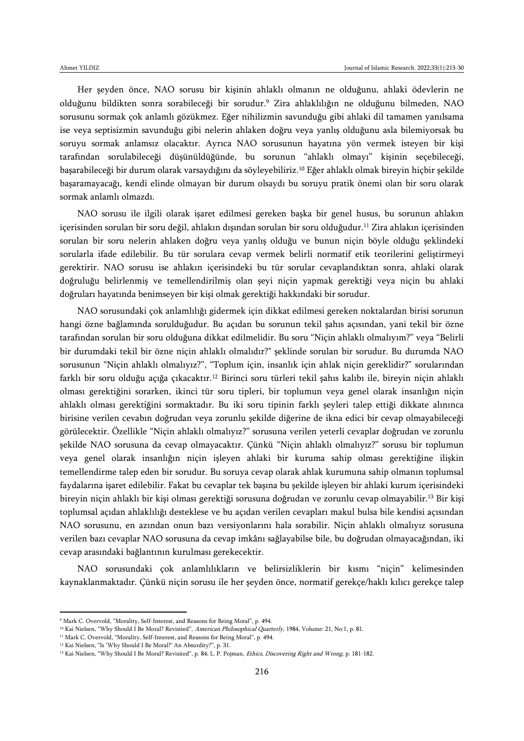Her şeyden önce, NAO sorusu bir kişinin ahlaklı olmanın ne olduğunu, ahlaki ödevlerin ne olduğunu bildikten sonra sorabileceği bir sorudur.[9] Zira ahlaklılığın ne olduğunu bilmeden, NAO sorusunu sormak çok anlamlı gözükmez. Eğer nihilizmin savunduğu gibi ahlaki dil tamamen yanılsama ise veya septisizmin savunduğu gibi nelerin ahlaken doğru veya yanlış olduğunu asla bilemiyorsak bu soruyu sormak anlamsız olacaktır. Ayrıca NAO sorusunun hayatına yön vermek isteyen bir kişi tarafından sorulabileceği düşünüldüğünde, bu sorunun "ahlaklı olmayı" kişinin seçebileceği, başarabileceği bir durum olarak varsaydığını da söyleyebiliriz.[10] Eğer ahlaklı olmak bireyin hiçbir şekilde başaramayacağı, kendi elinde olmayan bir durum olsaydı bu soruyu pratik önemi olan bir soru olarak sormak anlamlı olmazdı.

NAO sorusu ile ilgili olarak işaret edilmesi gereken başka bir genel husus, bu sorunun ahlakın içerisinden sorulan bir soru değil, ahlakın dışından sorulan bir soru olduğudur.[11] Zira ahlakın içerisinden sorulan bir soru nelerin ahlaken doğru veya yanlış olduğu ve bunun niçin böyle olduğu şeklindeki sorularla ifade edilebilir. Bu tür sorulara cevap vermek belirli normatif etik teorilerini geliştirmeyi gerektirir. NAO sorusu ise ahlakın içerisindeki bu tür sorular cevaplandıktan sonra, ahlaki olarak doğruluğu belirlenmiş ve temellendirilmiş olan şeyi niçin yapmak gerektiği veya niçin bu ahlaki doğruları hayatında benimseyen bir kişi olmak gerektiği hakkındaki bir sorudur.

NAO sorusundaki çok anlamlılığı gidermek için dikkat edilmesi gereken noktalardan birisi sorunun hangi özne bağlamında sorulduğudur. Bu açıdan bu sorunun tekil şahıs açısından, yani tekil bir özne tarafından sorulan bir soru olduğuna dikkat edilmelidir. Bu soru "Niçin ahlaklı olmalıyım?" veya "Belirli bir durumdaki tekil bir özne niçin ahlaklı olmalıdır?" şeklinde sorulan bir sorudur. Bu durumda NAO sorusunun "Niçin ahlaklı olmalıyız?", "Toplum için, insanlık için ahlak niçin gereklidir?" sorularından farklı bir soru olduğu açığa çıkacaktır.[12] Birinci soru türleri tekil şahıs kalıbı ile, bireyin niçin ahlaklı olması gerektiğini sorarken, ikinci tür soru tipleri, bir toplumun veya genel olarak insanlığın niçin ahlaklı olması gerektiğini sormaktadır. Bu iki soru tipinin farklı şeyleri talep ettiği dikkate alınınca birisine verilen cevabın doğrudan veya zorunlu şekilde diğerine de ikna edici bir cevap olmayabileceği görülecektir. Özellikle "Niçin ahlaklı olmalıyız?" sorusuna verilen yeterli cevaplar doğrudan ve zorunlu şekilde NAO sorusuna da cevap olmayacaktır. Çünkü "Niçin ahlaklı olmalıyız?" sorusu bir toplumun veya genel olarak insanlığın niçin işleyen ahlaki bir kuruma sahip olması gerektiğine ilişkin temellendirme talep eden bir sorudur. Bu soruya cevap olarak ahlak kurumuna sahip olmanın toplumsal faydalarına işaret edilebilir. Fakat bu cevaplar tek başına bu şekilde işleyen bir ahlaki kurum içerisindeki bireyin niçin ahlaklı bir kişi olması gerektiği sorusuna doğrudan ve zorunlu cevap olmayabilir.[13] Bir kişi toplumsal açıdan ahlaklılığı desteklese ve bu açıdan verilen cevapları makul bulsa bile kendisi açısından NAO sorusunu, en azından onun bazı versiyonlarını hala sorabilir. Niçin ahlaklı olmalıyız sorusuna verilen bazı cevaplar NAO sorusuna da cevap imkânı sağlayabilse bile, bu doğrudan olmayacağından, iki cevap arasındaki bağlantının kurulması gerekecektir.

NAO sorusundaki çok anlamlılıkların ve belirsizliklerin bir kısmı "niçin" kelimesinden kaynaklanmaktadır. Çünkü niçin sorusu ile her şeyden önce, normatif gerekçe/haklı kılıcı gerekçe talep

---

[9] Mark C. Overvold, "Morality, Self-Interest, and Reasons for Being Moral", p. 494.

[10] Kai Nielsen, "Why Should I Be Moral? Revisited", *American Philosophical Quarterly*, 1984, Volume: 21, No:1, p. 81.

[11] Mark C. Overvold, "Morality, Self-Interest, and Reasons for Being Moral", p. 494.

[12] Kai Nielsen, "Is 'Why Should I Be Moral?' An Absurdity?", p. 31.

[13] Kai Nielsen, "Why Should I Be Moral? Revisited", p. 84; L. P. Pojman, *Ethics, Discovering Right and Wrong*, p. 181-182.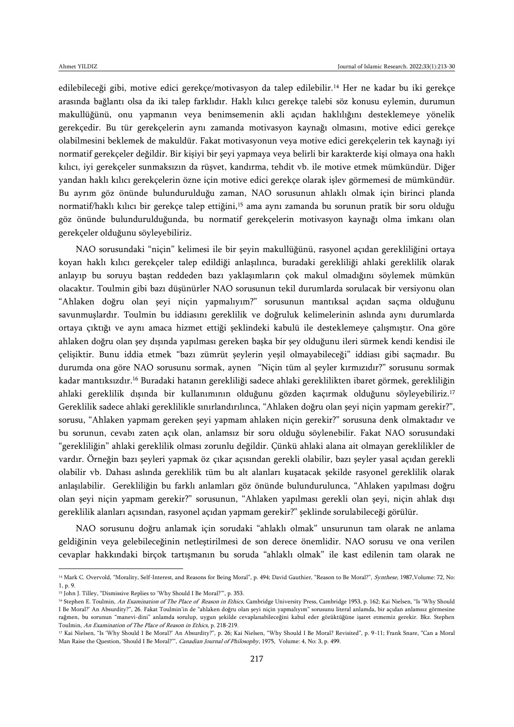edilebileceği gibi, motive edici gerekçe/motivasyon da talep edilebilir.[14] Her ne kadar bu iki gerekçe arasında bağlantı olsa da iki talep farklıdır. Haklı kılıcı gerekçe talebi söz konusu eylemin, durumun makullüğünü, onu yapmanın veya benimsemenin akli açıdan haklılığını desteklemeye yönelik gerekçedir. Bu tür gerekçelerin aynı zamanda motivasyon kaynağı olmasını, motive edici gerekçe olabilmesini beklemek de makuldür. Fakat motivasyonun veya motive edici gerekçelerin tek kaynağı iyi normatif gerekçeler değildir. Bir kişiyi bir şeyi yapmaya veya belirli bir karakterde kişi olmaya ona haklı kılıcı, iyi gerekçeler sunmaksızın da rüşvet, kandırma, tehdit vb. ile motive etmek mümkündür. Diğer yandan haklı kılıcı gerekçelerin özne için motive edici gerekçe olarak işlev görmemesi de mümkündür. Bu ayrım göz önünde bulundurulduğu zaman, NAO sorusunun ahlaklı olmak için birinci planda normatif/haklı kılıcı bir gerekçe talep ettiğini,[15] ama aynı zamanda bu sorunun pratik bir soru olduğu göz önünde bulundurulduğunda, bu normatif gerekçelerin motivasyon kaynağı olma imkanı olan gerekçeler olduğunu söyleyebiliriz.

NAO sorusundaki "niçin" kelimesi ile bir şeyin makullüğünü, rasyonel açıdan gerekliliğini ortaya koyan haklı kılıcı gerekçeler talep edildiği anlaşılınca, buradaki gerekliliği ahlaki gereklilik olarak anlayıp bu soruyu baştan reddeden bazı yaklaşımların çok makul olmadığını söylemek mümkün olacaktır. Toulmin gibi bazı düşünürler NAO sorusunun tekil durumlarda sorulacak bir versiyonu olan "Ahlaken doğru olan şeyi niçin yapmalıyım?" sorusunun mantıksal açıdan saçma olduğunu savunmuşlardır. Toulmin bu iddiasını gereklilik ve doğruluk kelimelerinin aslında aynı durumlarda ortaya çıktığı ve aynı amaca hizmet ettiği şeklindeki kabulü ile desteklemeye çalışmıştır. Ona göre ahlaken doğru olan şey dışında yapılması gereken başka bir şey olduğunu ileri sürmek kendi kendisi ile çelişiktir. Bunu iddia etmek "bazı zümrüt şeylerin yeşil olmayabileceği" iddiası gibi saçmadır. Bu durumda ona göre NAO sorusunu sormak, aynen "Niçin tüm al şeyler kırmızıdır?" sorusunu sormak kadar mantıksızdır.[16] Buradaki hatanın gerekliliği sadece ahlaki gereklilikten ibaret görmek, gerekliliğin ahlaki gereklilik dışında bir kullanımının olduğunu gözden kaçırmak olduğunu söyleyebiliriz.[17] Gereklilik sadece ahlaki gereklilikle sınırlandırılınca, "Ahlaken doğru olan şeyi niçin yapmam gerekir?", sorusu, "Ahlaken yapmam gereken şeyi yapmam ahlaken niçin gerekir?" sorusuna denk olmaktadır ve bu sorunun, cevabı zaten açık olan, anlamsız bir soru olduğu söylenebilir. Fakat NAO sorusundaki "gerekliliğin" ahlaki gereklilik olması zorunlu değildir. Çünkü ahlaki alana ait olmayan gereklilikler de vardır. Örneğin bazı şeyleri yapmak öz çıkar açısından gerekli olabilir, bazı şeyler yasal açıdan gerekli olabilir vb. Dahası aslında gereklilik tüm bu alt alanları kuşatacak şekilde rasyonel gereklilik olarak anlaşılabilir. Gerekliliğin bu farklı anlamları göz önünde bulundurulunca, "Ahlaken yapılması doğru olan şeyi niçin yapmam gerekir?" sorusunun, "Ahlaken yapılması gerekli olan şeyi, niçin ahlak dışı gereklilik alanları açısından, rasyonel açıdan yapmam gerekir?" şeklinde sorulabileceği görülür.

NAO sorusunu doğru anlamak için sorudaki "ahlaklı olmak" unsurunun tam olarak ne anlama geldiğinin veya gelebileceğinin netleştirilmesi de son derece önemlidir. NAO sorusu ve ona verilen cevaplar hakkındaki birçok tartışmanın bu soruda "ahlaklı olmak" ile kast edilenin tam olarak ne

---

[14] Mark C. Overvold, "Morality, Self-Interest, and Reasons for Being Moral", p. 494; David Gauthier, "Reason to Be Moral?", *Synthese*, 1987,Volume: 72, No: 1, p. 9.

[15] John J. Tilley, "Dismissive Replies to 'Why Should I Be Moral?'", p. 353.

[16] Stephen E. Toulmin, *An Examination of The Place of Reason in Ethics*, Cambridge University Press, Cambridge 1953, p. 162; Kai Nielsen, "Is 'Why Should I Be Moral?' An Absurdity?", 26. Fakat Toulmin'in de "ahlaken doğru olan şeyi niçin yapmalıyım" sorusunu literal anlamda, bir açıdan anlamsız görmesine rağmen, bu sorunun "manevi-dini" anlamda sorulup, uygun şekilde cevaplanabileceğini kabul eder gözüktüğüne işaret etmemiz gerekir. Bkz. Stephen Toulmin, *An Examination of The Place of Reason in Ethics*, p. 218-219.

[17] Kai Nielsen, "Is 'Why Should I Be Moral?' An Absurdity?", p. 26; Kai Nielsen, "Why Should I Be Moral? Revisited", p. 9-11; Frank Snare, "Can a Moral Man Raise the Question, 'Should I Be Moral?'", *Canadian Journal of Philosophy*, 1975, Volume: 4, No: 3, p. 499.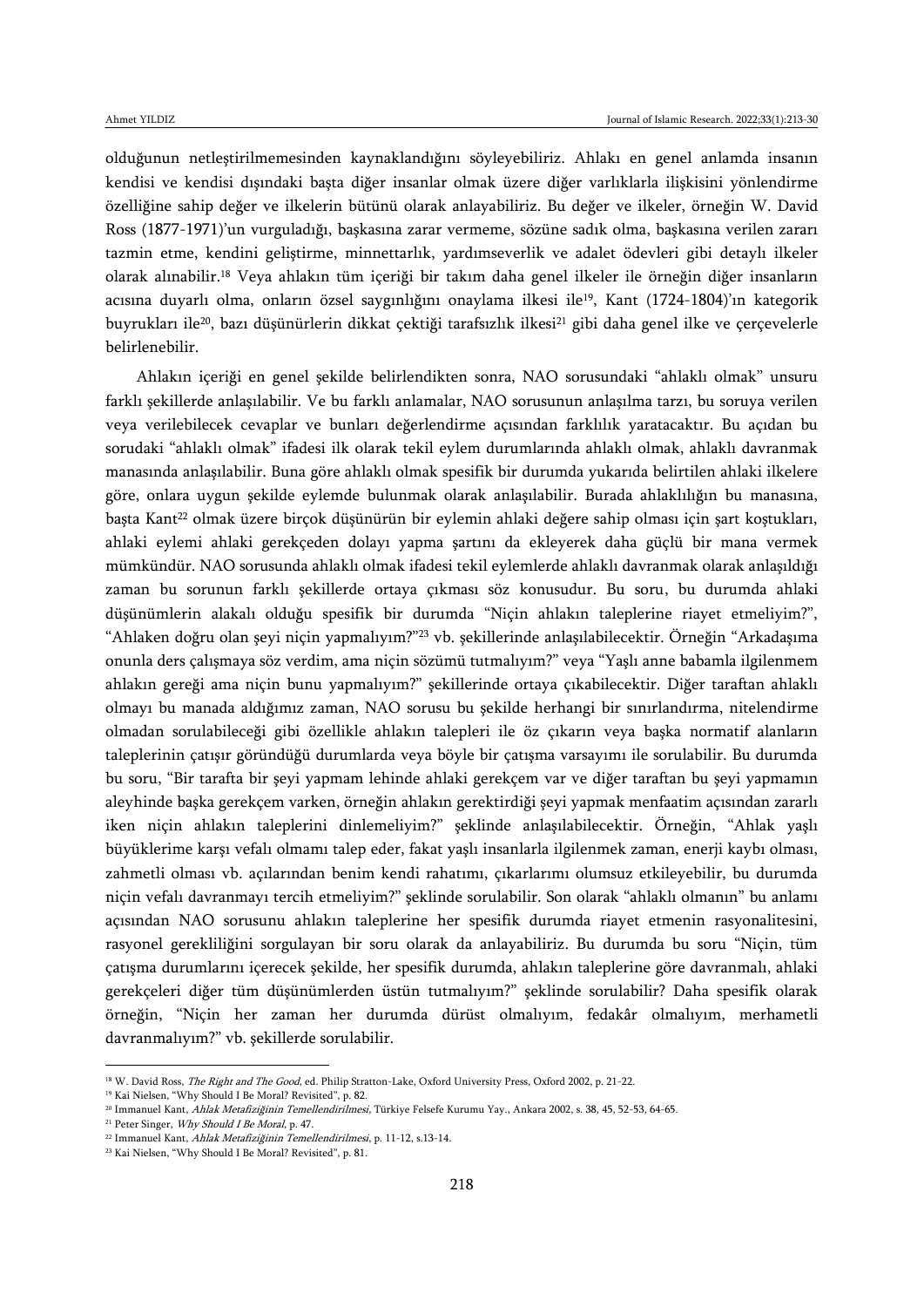olduğunun netleştirilmemesinden kaynaklandığını söyleyebiliriz. Ahlakı en genel anlamda insanın kendisi ve kendisi dışındaki başta diğer insanlar olmak üzere diğer varlıklarla ilişkisini yönlendirme özelliğine sahip değer ve ilkelerin bütünü olarak anlayabiliriz. Bu değer ve ilkeler, örneğin W. David Ross (1877-1971)'un vurguladığı, başkasına zarar vermeme, sözüne sadık olma, başkasına verilen zararı tazmin etme, kendini geliştirme, minnettarlık, yardımseverlik ve adalet ödevleri gibi detaylı ilkeler olarak alınabilir.[18] Veya ahlakın tüm içeriği bir takım daha genel ilkeler ile örneğin diğer insanların acısına duyarlı olma, onların özsel saygınlığını onaylama ilkesi ile[19], Kant (1724-1804)'ın kategorik buyrukları ile[20], bazı düşünürlerin dikkat çektiği tarafsızlık ilkesi[21] gibi daha genel ilke ve çerçevelerle belirlenebilir.

Ahlakın içeriği en genel şekilde belirlendikten sonra, NAO sorusundaki "ahlaklı olmak" unsuru farklı şekillerde anlaşılabilir. Ve bu farklı anlamalar, NAO sorusunun anlaşılma tarzı, bu soruya verilen veya verilebilecek cevaplar ve bunları değerlendirme açısından farklılık yaratacaktır. Bu açıdan bu sorudaki "ahlaklı olmak" ifadesi ilk olarak tekil eylem durumlarında ahlaklı olmak, ahlaklı davranmak manasında anlaşılabilir. Buna göre ahlaklı olmak spesifik bir durumda yukarıda belirtilen ahlaki ilkelere göre, onlara uygun şekilde eylemde bulunmak olarak anlaşılabilir. Burada ahlaklılığın bu manasına, başta Kant[22] olmak üzere birçok düşünürün bir eylemin ahlaki değere sahip olması için şart koştukları, ahlaki eylemi ahlaki gerekçeden dolayı yapma şartını da ekleyerek daha güçlü bir mana vermek mümkündür. NAO sorusunda ahlaklı olmak ifadesi tekil eylemlerde ahlaklı davranmak olarak anlaşıldığı zaman bu sorunun farklı şekillerde ortaya çıkması söz konusudur. Bu soru, bu durumda ahlaki düşünümlerin alakalı olduğu spesifik bir durumda "Niçin ahlakın taleplerine riayet etmeliyim?", "Ahlaken doğru olan şeyi niçin yapmalıyım?"[23] vb. şekillerinde anlaşılabilecektir. Örneğin "Arkadaşıma onunla ders çalışmaya söz verdim, ama niçin sözümü tutmalıyım?" veya "Yaşlı anne babamla ilgilenmem ahlakın gereği ama niçin bunu yapmalıyım?" şekillerinde ortaya çıkabilecektir. Diğer taraftan ahlaklı olmayı bu manada aldığımız zaman, NAO sorusu bu şekilde herhangi bir sınırlandırma, nitelendirme olmadan sorulabileceği gibi özellikle ahlakın talepleri ile öz çıkarın veya başka normatif alanların taleplerinin çatışır göründüğü durumlarda veya böyle bir çatışma varsayımı ile sorulabilir. Bu durumda bu soru, "Bir tarafta bir şeyi yapmam lehinde ahlaki gerekçem var ve diğer taraftan bu şeyi yapmamın aleyhinde başka gerekçem varken, örneğin ahlakın gerektirdiği şeyi yapmak menfaatim açısından zararlı iken niçin ahlakın taleplerini dinlemeliyim?" şeklinde anlaşılabilecektir. Örneğin, "Ahlak yaşlı büyüklerime karşı vefalı olmamı talep eder, fakat yaşlı insanlarla ilgilenmek zaman, enerji kaybı olması, zahmetli olması vb. açılarından benim kendi rahatımı, çıkarlarımı olumsuz etkileyebilir, bu durumda niçin vefalı davranmayı tercih etmeliyim?" şeklinde sorulabilir. Son olarak "ahlaklı olmanın" bu anlamı açısından NAO sorusunu ahlakın taleplerine her spesifik durumda riayet etmenin rasyonalitesini, rasyonel gerekliliğini sorgulayan bir soru olarak da anlayabiliriz. Bu durumda bu soru "Niçin, tüm çatışma durumlarını içerecek şekilde, her spesifik durumda, ahlakın taleplerine göre davranmalı, ahlaki gerekçeleri diğer tüm düşünümlerden üstün tutmalıyım?" şeklinde sorulabilir? Daha spesifik olarak örneğin, "Niçin her zaman her durumda dürüst olmalıyım, fedakâr olmalıyım, merhametli davranmalıyım?" vb. şekillerde sorulabilir.

---

[18] W. David Ross, *The Right and The Good*, ed. Philip Stratton-Lake, Oxford University Press, Oxford 2002, p. 21-22.

[19] Kai Nielsen, "Why Should I Be Moral? Revisited", p. 82.

[20] Immanuel Kant, *Ahlak Metafiziğinin Temellendirilmesi*, Türkiye Felsefe Kurumu Yay., Ankara 2002, s. 38, 45, 52-53, 64-65.

[21] Peter Singer, *Why Should I Be Moral*, p. 47.

[22] Immanuel Kant, *Ahlak Metafiziğinin Temellendirilmesi*, p. 11-12, s.13-14.

[23] Kai Nielsen, "Why Should I Be Moral? Revisited", p. 81.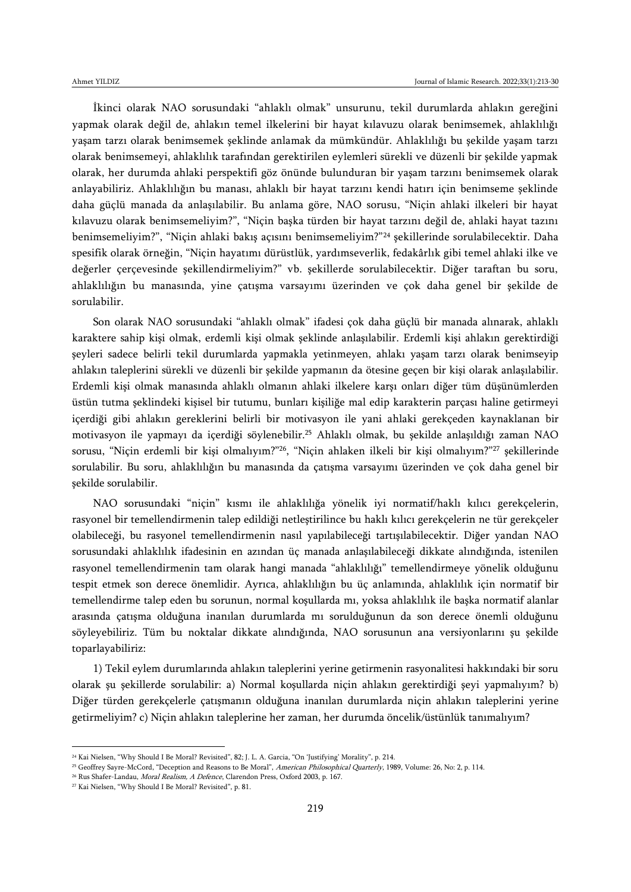İkinci olarak NAO sorusundaki "ahlaklı olmak" unsurunu, tekil durumlarda ahlakın gereğini yapmak olarak değil de, ahlakın temel ilkelerini bir hayat kılavuzu olarak benimsemek, ahlaklılığı yaşam tarzı olarak benimsemek şeklinde anlamak da mümkündür. Ahlaklılığı bu şekilde yaşam tarzı olarak benimsemeyi, ahlaklılık tarafından gerektirilen eylemleri sürekli ve düzenli bir şekilde yapmak olarak, her durumda ahlaki perspektifi göz önünde bulunduran bir yaşam tarzını benimsemek olarak anlayabiliriz. Ahlaklılığın bu manası, ahlaklı bir hayat tarzını kendi hatırı için benimseme şeklinde daha güçlü manada da anlaşılabilir. Bu anlama göre, NAO sorusu, "Niçin ahlaki ilkeleri bir hayat kılavuzu olarak benimsemeliyim?", "Niçin başka türden bir hayat tarzını değil de, ahlaki hayat tazını benimsemeliyim?", "Niçin ahlaki bakış açısını benimsemeliyim?"[24] şekillerinde sorulabilecektir. Daha spesifik olarak örneğin, "Niçin hayatımı dürüstlük, yardımseverlik, fedakârlık gibi temel ahlaki ilke ve değerler çerçevesinde şekillendirmeliyim?" vb. şekillerde sorulabilecektir. Diğer taraftan bu soru, ahlaklılığın bu manasında, yine çatışma varsayımı üzerinden ve çok daha genel bir şekilde de sorulabilir.

Son olarak NAO sorusundaki "ahlaklı olmak" ifadesi çok daha güçlü bir manada alınarak, ahlaklı karaktere sahip kişi olmak, erdemli kişi olmak şeklinde anlaşılabilir. Erdemli kişi ahlakın gerektirdiği şeyleri sadece belirli tekil durumlarda yapmakla yetinmeyen, ahlakı yaşam tarzı olarak benimseyip ahlakın taleplerini sürekli ve düzenli bir şekilde yapmanın da ötesine geçen bir kişi olarak anlaşılabilir. Erdemli kişi olmak manasında ahlaklı olmanın ahlaki ilkelere karşı onları diğer tüm düşünümlerden üstün tutma şeklindeki kişisel bir tutumu, bunları kişiliğe mal edip karakterin parçası haline getirmeyi içerdiği gibi ahlakın gereklerini belirli bir motivasyon ile yani ahlaki gerekçeden kaynaklanan bir motivasyon ile yapmayı da içerdiği söylenebilir.[25] Ahlaklı olmak, bu şekilde anlaşıldığı zaman NAO sorusu, "Niçin erdemli bir kişi olmalıyım?"[26], "Niçin ahlaken ilkeli bir kişi olmalıyım?"[27] şekillerinde sorulabilir. Bu soru, ahlaklılığın bu manasında da çatışma varsayımı üzerinden ve çok daha genel bir şekilde sorulabilir.

NAO sorusundaki "niçin" kısmı ile ahlaklılığa yönelik iyi normatif/haklı kılıcı gerekçelerin, rasyonel bir temellendirmenin talep edildiği netleştirilince bu haklı kılıcı gerekçelerin ne tür gerekçeler olabileceği, bu rasyonel temellendirmenin nasıl yapılabileceği tartışılabilecektir. Diğer yandan NAO sorusundaki ahlaklılık ifadesinin en azından üç manada anlaşılabileceği dikkate alındığında, istenilen rasyonel temellendirmenin tam olarak hangi manada "ahlaklılığı" temellendirmeye yönelik olduğunu tespit etmek son derece önemlidir. Ayrıca, ahlaklılığın bu üç anlamında, ahlaklılık için normatif bir temellendirme talep eden bu sorunun, normal koşullarda mı, yoksa ahlaklılık ile başka normatif alanlar arasında çatışma olduğuna inanılan durumlarda mı sorulduğunun da son derece önemli olduğunu söyleyebiliriz. Tüm bu noktalar dikkate alındığında, NAO sorusunun ana versiyonlarını şu şekilde toparlayabiliriz:

1) Tekil eylem durumlarında ahlakın taleplerini yerine getirmenin rasyonalitesi hakkındaki bir soru olarak şu şekillerde sorulabilir: a) Normal koşullarda niçin ahlakın gerektirdiği şeyi yapmalıyım? b) Diğer türden gerekçelerle çatışmanın olduğuna inanılan durumlarda niçin ahlakın taleplerini yerine getirmeliyim? c) Niçin ahlakın taleplerine her zaman, her durumda öncelik/üstünlük tanımalıyım?

---

[24] Kai Nielsen, "Why Should I Be Moral? Revisited", 82; J. L. A. Garcia, "On 'Justifying' Morality", p. 214.

[25] Geoffrey Sayre-McCord, "Deception and Reasons to Be Moral", *American Philosophical Quarterly*, 1989, Volume: 26, No: 2, p. 114.

[26] Rus Shafer-Landau, *Moral Realism, A Defence*, Clarendon Press, Oxford 2003, p. 167.

[27] Kai Nielsen, "Why Should I Be Moral? Revisited", p. 81.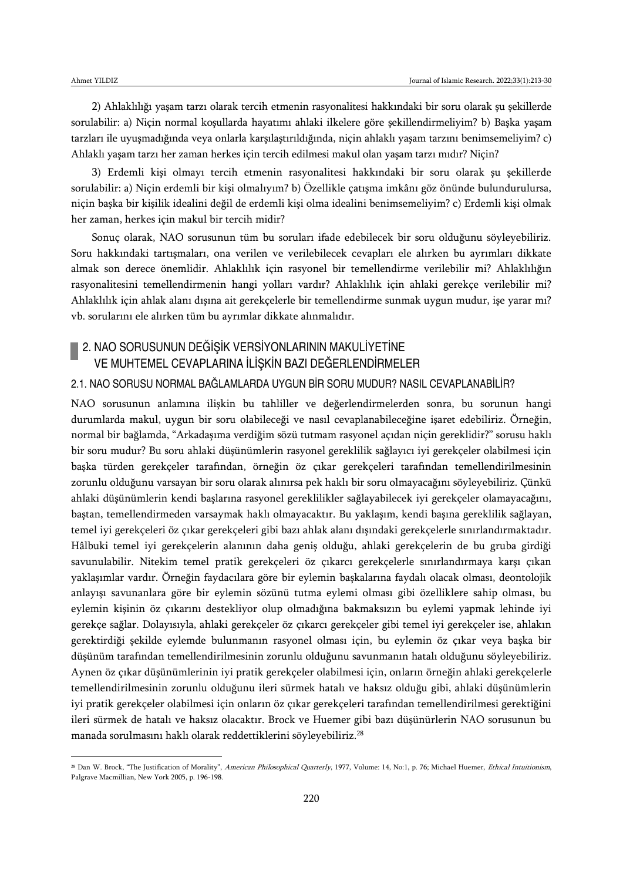2) Ahlaklılığı yaşam tarzı olarak tercih etmenin rasyonalitesi hakkındaki bir soru olarak şu şekillerde sorulabilir: a) Niçin normal koşullarda hayatımı ahlaki ilkelere göre şekillendirmeliyim? b) Başka yaşam tarzları ile uyuşmadığında veya onlarla karşılaştırıldığında, niçin ahlaklı yaşam tarzını benimsemeliyim? c) Ahlaklı yaşam tarzı her zaman herkes için tercih edilmesi makul olan yaşam tarzı mıdır? Niçin?

3) Erdemli kişi olmayı tercih etmenin rasyonalitesi hakkındaki bir soru olarak şu şekillerde sorulabilir: a) Niçin erdemli bir kişi olmalıyım? b) Özellikle çatışma imkânı göz önünde bulundurulursa, niçin başka bir kişilik idealini değil de erdemli kişi olma idealini benimsemeliyim? c) Erdemli kişi olmak her zaman, herkes için makul bir tercih midir?

Sonuç olarak, NAO sorusunun tüm bu soruları ifade edebilecek bir soru olduğunu söyleyebiliriz. Soru hakkındaki tartışmaları, ona verilen ve verilebilecek cevapları ele alırken bu ayrımları dikkate almak son derece önemlidir. Ahlaklılık için rasyonel bir temellendirme verilebilir mi? Ahlaklılığın rasyonalitesini temellendirmenin hangi yolları vardır? Ahlaklılık için ahlaki gerekçe verilebilir mi? Ahlaklılık için ahlak alanı dışına ait gerekçelerle bir temellendirme sunmak uygun mudur, işe yarar mı? vb. sorularını ele alırken tüm bu ayrımlar dikkate alınmalıdır.

## 2. NAO SORUSUNUN DEĞİŞİK VERSİYONLARININ MAKULİYETİNE VE MUHTEMEL CEVAPLARINA İLİŞKİN BAZI DEĞERLENDİRMELER

### 2.1. NAO SORUSU NORMAL BAĞLAMLARDA UYGUN BİR SORU MUDUR? NASIL CEVAPLANABİLİR?

NAO sorusunun anlamına ilişkin bu tahliller ve değerlendirmelerden sonra, bu sorunun hangi durumlarda makul, uygun bir soru olabileceği ve nasıl cevaplanabileceğine işaret edebiliriz. Örneğin, normal bir bağlamda, "Arkadaşıma verdiğim sözü tutmam rasyonel açıdan niçin gereklidir?" sorusu haklı bir soru mudur? Bu soru ahlaki düşünümlerin rasyonel gereklilik sağlayıcı iyi gerekçeler olabilmesi için başka türden gerekçeler tarafından, örneğin öz çıkar gerekçeleri tarafından temellendirilmesinin zorunlu olduğunu varsayan bir soru olarak alınırsa pek haklı bir soru olmayacağını söyleyebiliriz. Çünkü ahlaki düşünümlerin kendi başlarına rasyonel gereklilikler sağlayabilecek iyi gerekçeler olamayacağını, baştan, temellendirmeden varsaymak haklı olmayacaktır. Bu yaklaşım, kendi başına gereklilik sağlayan, temel iyi gerekçeleri öz çıkar gerekçeleri gibi bazı ahlak alanı dışındaki gerekçelerle sınırlandırmaktadır. Hâlbuki temel iyi gerekçelerin alanının daha geniş olduğu, ahlaki gerekçelerin de bu gruba girdiği savunulabilir. Nitekim temel pratik gerekçeleri öz çıkarcı gerekçelerle sınırlandırmaya karşı çıkan yaklaşımlar vardır. Örneğin faydacılara göre bir eylemin başkalarına faydalı olacak olması, deontolojik anlayışı savunanlara göre bir eylemin sözünü tutma eylemi olması gibi özelliklere sahip olması, bu eylemin kişinin öz çıkarını destekliyor olup olmadığına bakmaksızın bu eylemi yapmak lehinde iyi gerekçe sağlar. Dolayısıyla, ahlaki gerekçeler öz çıkarcı gerekçeler gibi temel iyi gerekçeler ise, ahlakın gerektirdiği şekilde eylemde bulunmanın rasyonel olması için, bu eylemin öz çıkar veya başka bir düşünüm tarafından temellendirilmesinin zorunlu olduğunu savunmanın hatalı olduğunu söyleyebiliriz. Aynen öz çıkar düşünümlerinin iyi pratik gerekçeler olabilmesi için, onların örneğin ahlaki gerekçelerle temellendirilmesinin zorunlu olduğunu ileri sürmek hatalı ve haksız olduğu gibi, ahlaki düşünümlerin iyi pratik gerekçeler olabilmesi için onların öz çıkar gerekçeleri tarafından temellendirilmesi gerektiğini ileri sürmek de hatalı ve haksız olacaktır. Brock ve Huemer gibi bazı düşünürlerin NAO sorusunun bu manada sorulmasını haklı olarak reddettiklerini söyleyebiliriz.[28]

---

[28] Dan W. Brock, "The Justification of Morality", *American Philosophical Quarterly*, 1977, Volume: 14, No:1, p. 76; Michael Huemer, *Ethical Intuitionism*, Palgrave Macmillian, New York 2005, p. 196-198.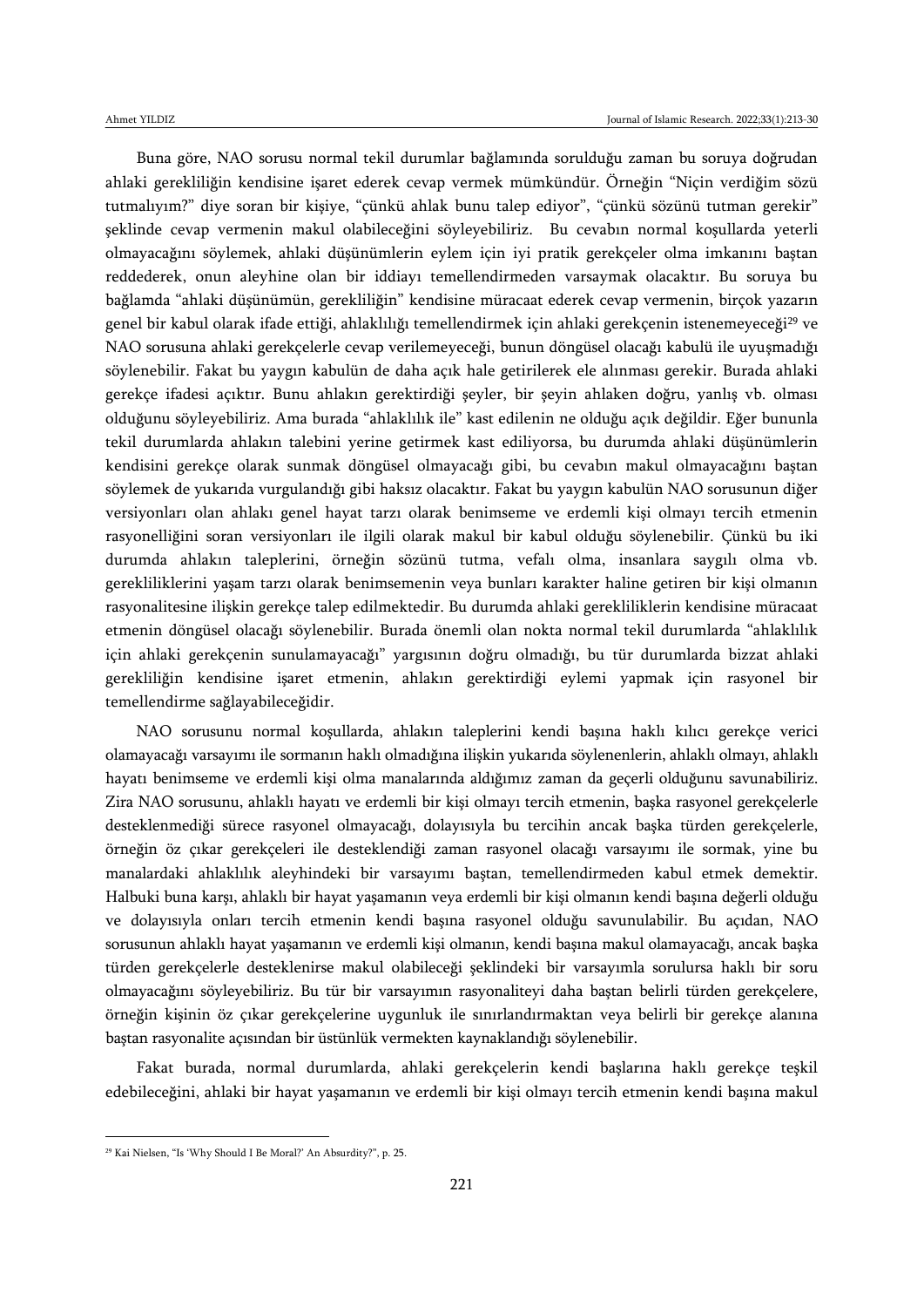Buna göre, NAO sorusu normal tekil durumlar bağlamında sorulduğu zaman bu soruya doğrudan ahlaki gerekliliğin kendisine işaret ederek cevap vermek mümkündür. Örneğin "Niçin verdiğim sözü tutmalıyım?" diye soran bir kişiye, "çünkü ahlak bunu talep ediyor", "çünkü sözünü tutman gerekir" şeklinde cevap vermenin makul olabileceğini söyleyebiliriz. Bu cevabın normal koşullarda yeterli olmayacağını söylemek, ahlaki düşünümlerin eylem için iyi pratik gerekçeler olma imkanını baştan reddederek, onun aleyhine olan bir iddiayı temellendirmeden varsaymak olacaktır. Bu soruya bu bağlamda "ahlaki düşünümün, gerekliliğin" kendisine müracaat ederek cevap vermenin, birçok yazarın genel bir kabul olarak ifade ettiği, ahlaklılığı temellendirmek için ahlaki gerekçenin istenemeyeceği[29] ve NAO sorusuna ahlaki gerekçelerle cevap verilemeyeceği, bunun döngüsel olacağı kabulü ile uyuşmadığı söylenebilir. Fakat bu yaygın kabulün de daha açık hale getirilerek ele alınması gerekir. Burada ahlaki gerekçe ifadesi açıktır. Bunu ahlakın gerektirdiği şeyler, bir şeyin ahlaken doğru, yanlış vb. olması olduğunu söyleyebiliriz. Ama burada "ahlaklılık ile" kast edilenin ne olduğu açık değildir. Eğer bununla tekil durumlarda ahlakın talebini yerine getirmek kast ediliyorsa, bu durumda ahlaki düşünümlerin kendisini gerekçe olarak sunmak döngüsel olmayacağı gibi, bu cevabın makul olmayacağını baştan söylemek de yukarıda vurgulandığı gibi haksız olacaktır. Fakat bu yaygın kabulün NAO sorusunun diğer versiyonları olan ahlakı genel hayat tarzı olarak benimseme ve erdemli kişi olmayı tercih etmenin rasyonelliğini soran versiyonları ile ilgili olarak makul bir kabul olduğu söylenebilir. Çünkü bu iki durumda ahlakın taleplerini, örneğin sözünü tutma, vefalı olma, insanlara saygılı olma vb. gerekliliklerini yaşam tarzı olarak benimsemenin veya bunları karakter haline getiren bir kişi olmanın rasyonalitesine ilişkin gerekçe talep edilmektedir. Bu durumda ahlaki gerekliliklerin kendisine müracaat etmenin döngüsel olacağı söylenebilir. Burada önemli olan nokta normal tekil durumlarda "ahlaklılık için ahlaki gerekçenin sunulamayacağı" yargısının doğru olmadığı, bu tür durumlarda bizzat ahlaki gerekliliğin kendisine işaret etmenin, ahlakın gerektirdiği eylemi yapmak için rasyonel bir temellendirme sağlayabileceğidir.

NAO sorusunu normal koşullarda, ahlakın taleplerini kendi başına haklı kılıcı gerekçe verici olamayacağı varsayımı ile sormanın haklı olmadığına ilişkin yukarıda söylenenlerin, ahlaklı olmayı, ahlaklı hayatı benimseme ve erdemli kişi olma manalarında aldığımız zaman da geçerli olduğunu savunabiliriz. Zira NAO sorusunu, ahlaklı hayatı ve erdemli bir kişi olmayı tercih etmenin, başka rasyonel gerekçelerle desteklenmediği sürece rasyonel olmayacağı, dolayısıyla bu tercihin ancak başka türden gerekçelerle, örneğin öz çıkar gerekçeleri ile desteklendiği zaman rasyonel olacağı varsayımı ile sormak, yine bu manalardaki ahlaklılık aleyhindeki bir varsayımı baştan, temellendirmeden kabul etmek demektir. Halbuki buna karşı, ahlaklı bir hayat yaşamanın veya erdemli bir kişi olmanın kendi başına değerli olduğu ve dolayısıyla onları tercih etmenin kendi başına rasyonel olduğu savunulabilir. Bu açıdan, NAO sorusunun ahlaklı hayat yaşamanın ve erdemli kişi olmanın, kendi başına makul olamayacağı, ancak başka türden gerekçelerle desteklenirse makul olabileceği şeklindeki bir varsayımla sorulursa haklı bir soru olmayacağını söyleyebiliriz. Bu tür bir varsayımın rasyonaliteyi daha baştan belirli türden gerekçelere, örneğin kişinin öz çıkar gerekçelerine uygunluk ile sınırlandırmaktan veya belirli bir gerekçe alanına baştan rasyonalite açısından bir üstünlük vermekten kaynaklandığı söylenebilir.

Fakat burada, normal durumlarda, ahlaki gerekçelerin kendi başlarına haklı gerekçe teşkil edebileceğini, ahlaki bir hayat yaşamanın ve erdemli bir kişi olmayı tercih etmenin kendi başına makul

---

[29] Kai Nielsen, "Is 'Why Should I Be Moral?' An Absurdity?", p. 25.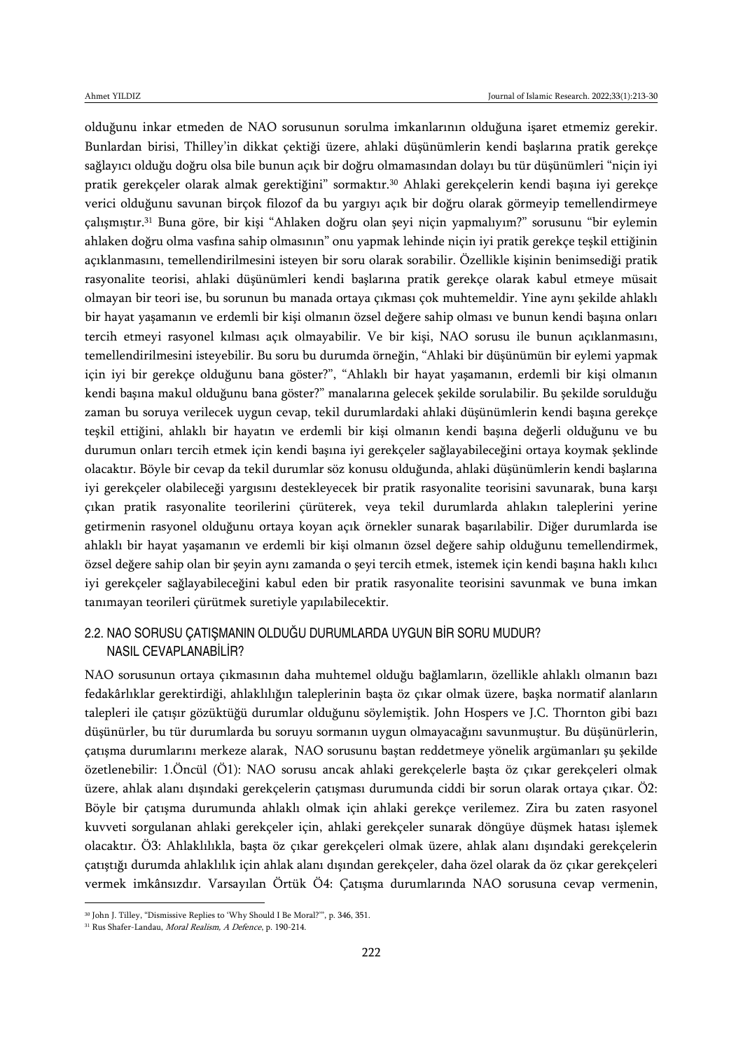olduğunu inkar etmeden de NAO sorusunun sorulma imkanlarının olduğuna işaret etmemiz gerekir. Bunlardan birisi, Thilley'in dikkat çektiği üzere, ahlaki düşünümlerin kendi başlarına pratik gerekçe sağlayıcı olduğu doğru olsa bile bunun açık bir doğru olmamasından dolayı bu tür düşünümleri "niçin iyi pratik gerekçeler olarak almak gerektiğini" sormaktır.[30] Ahlaki gerekçelerin kendi başına iyi gerekçe verici olduğunu savunan birçok filozof da bu yargıyı açık bir doğru olarak görmeyip temellendirmeye çalışmıştır.[31] Buna göre, bir kişi "Ahlaken doğru olan şeyi niçin yapmalıyım?" sorusunu "bir eylemin ahlaken doğru olma vasfına sahip olmasının" onu yapmak lehinde niçin iyi pratik gerekçe teşkil ettiğinin açıklanmasını, temellendirilmesini isteyen bir soru olarak sorabilir. Özellikle kişinin benimsediği pratik rasyonalite teorisi, ahlaki düşünümleri kendi başlarına pratik gerekçe olarak kabul etmeye müsait olmayan bir teori ise, bu sorunun bu manada ortaya çıkması çok muhtemeldir. Yine aynı şekilde ahlaklı bir hayat yaşamanın ve erdemli bir kişi olmanın özsel değere sahip olması ve bunun kendi başına onları tercih etmeyi rasyonel kılması açık olmayabilir. Ve bir kişi, NAO sorusu ile bunun açıklanmasını, temellendirilmesini isteyebilir. Bu soru bu durumda örneğin, "Ahlaki bir düşünümün bir eylemi yapmak için iyi bir gerekçe olduğunu bana göster?", "Ahlaklı bir hayat yaşamanın, erdemli bir kişi olmanın kendi başına makul olduğunu bana göster?" manalarına gelecek şekilde sorulabilir. Bu şekilde sorulduğu zaman bu soruya verilecek uygun cevap, tekil durumlardaki ahlaki düşünümlerin kendi başına gerekçe teşkil ettiğini, ahlaklı bir hayatın ve erdemli bir kişi olmanın kendi başına değerli olduğunu ve bu durumun onları tercih etmek için kendi başına iyi gerekçeler sağlayabileceğini ortaya koymak şeklinde olacaktır. Böyle bir cevap da tekil durumlar söz konusu olduğunda, ahlaki düşünümlerin kendi başlarına iyi gerekçeler olabileceği yargısını destekleyecek bir pratik rasyonalite teorisini savunarak, buna karşı çıkan pratik rasyonalite teorilerini çürüterek, veya tekil durumlarda ahlakın taleplerini yerine getirmenin rasyonel olduğunu ortaya koyan açık örnekler sunarak başarılabilir. Diğer durumlarda ise ahlaklı bir hayat yaşamanın ve erdemli bir kişi olmanın özsel değere sahip olduğunu temellendirmek, özsel değere sahip olan bir şeyin aynı zamanda o şeyi tercih etmek, istemek için kendi başına haklı kılıcı iyi gerekçeler sağlayabileceğini kabul eden bir pratik rasyonalite teorisini savunmak ve buna imkan tanımayan teorileri çürütmek suretiyle yapılabilecektir.

### 2.2. NAO SORUSU ÇATIŞMANIN OLDUĞU DURUMLARDA UYGUN BİR SORU MUDUR? NASIL CEVAPLANABİLİR?

NAO sorusunun ortaya çıkmasının daha muhtemel olduğu bağlamların, özellikle ahlaklı olmanın bazı fedakârlıklar gerektirdiği, ahlaklılığın taleplerinin başta öz çıkar olmak üzere, başka normatif alanların talepleri ile çatışır gözüktüğü durumlar olduğunu söylemiştik. John Hospers ve J.C. Thornton gibi bazı düşünürler, bu tür durumlarda bu soruyu sormanın uygun olmayacağını savunmuştur. Bu düşünürlerin, çatışma durumlarını merkeze alarak, NAO sorusunu baştan reddetmeye yönelik argümanları şu şekilde özetlenebilir: 1.Öncül (Ö1): NAO sorusu ancak ahlaki gerekçelerle başta öz çıkar gerekçeleri olmak üzere, ahlak alanı dışındaki gerekçelerin çatışması durumunda ciddi bir sorun olarak ortaya çıkar. Ö2: Böyle bir çatışma durumunda ahlaklı olmak için ahlaki gerekçe verilemez. Zira bu zaten rasyonel kuvveti sorgulanan ahlaki gerekçeler için, ahlaki gerekçeler sunarak döngüye düşmek hatası işlemek olacaktır. Ö3: Ahlaklılıkla, başta öz çıkar gerekçeleri olmak üzere, ahlak alanı dışındaki gerekçelerin çatıştığı durumda ahlaklılık için ahlak alanı dışından gerekçeler, daha özel olarak da öz çıkar gerekçeleri vermek imkânsızdır. Varsayılan Örtük Ö4: Çatışma durumlarında NAO sorusuna cevap vermenin,

---

[30] John J. Tilley, "Dismissive Replies to 'Why Should I Be Moral?'", p. 346, 351.

[31] Rus Shafer-Landau, *Moral Realism, A Defence*, p. 190-214.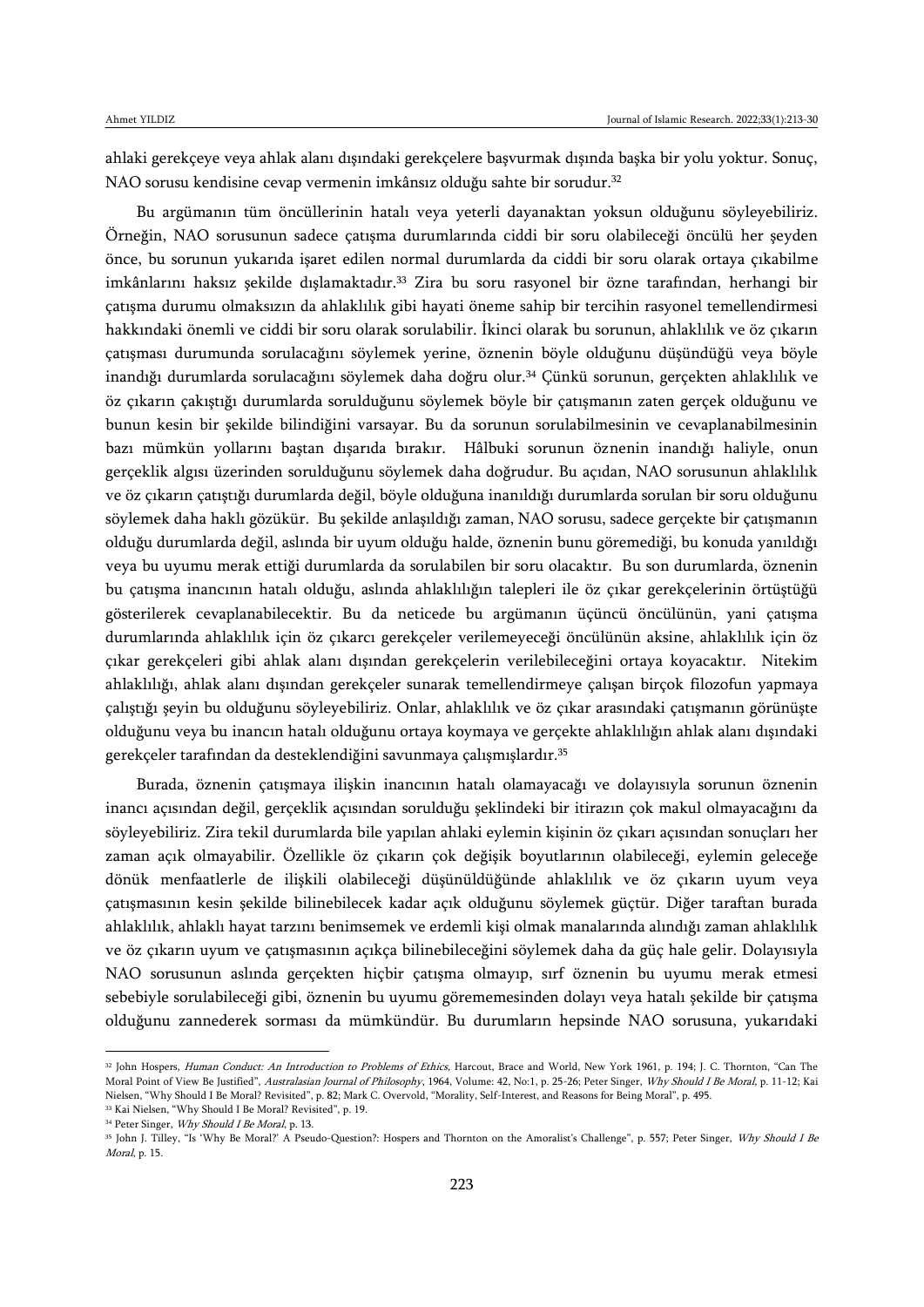ahlaki gerekçeye veya ahlak alanı dışındaki gerekçelere başvurmak dışında başka bir yolu yoktur. Sonuç, NAO sorusu kendisine cevap vermenin imkânsız olduğu sahte bir sorudur.[32]

Bu argümanın tüm öncüllerinin hatalı veya yeterli dayanaktan yoksun olduğunu söyleyebiliriz. Örneğin, NAO sorusunun sadece çatışma durumlarında ciddi bir soru olabileceği öncülü her şeyden önce, bu sorunun yukarıda işaret edilen normal durumlarda da ciddi bir soru olarak ortaya çıkabilme imkânlarını haksız şekilde dışlamaktadır.[33] Zira bu soru rasyonel bir özne tarafından, herhangi bir çatışma durumu olmaksızın da ahlaklılık gibi hayati öneme sahip bir tercihin rasyonel temellendirmesi hakkındaki önemli ve ciddi bir soru olarak sorulabilir. İkinci olarak bu sorunun, ahlaklılık ve öz çıkarın çatışması durumunda sorulacağını söylemek yerine, öznenin böyle olduğunu düşündüğü veya böyle inandığı durumlarda sorulacağını söylemek daha doğru olur.[34] Çünkü sorunun, gerçekten ahlaklılık ve öz çıkarın çakıştığı durumlarda sorulduğunu söylemek böyle bir çatışmanın zaten gerçek olduğunu ve bunun kesin bir şekilde bilindiğini varsayar. Bu da sorunun sorulabilmesinin ve cevaplanabilmesinin bazı mümkün yollarını baştan dışarıda bırakır. Hâlbuki sorunun öznenin inandığı haliyle, onun gerçeklik algısı üzerinden sorulduğunu söylemek daha doğrudur. Bu açıdan, NAO sorusunun ahlaklılık ve öz çıkarın çatıştığı durumlarda değil, böyle olduğuna inanıldığı durumlarda sorulan bir soru olduğunu söylemek daha haklı gözükür. Bu şekilde anlaşıldığı zaman, NAO sorusu, sadece gerçekte bir çatışmanın olduğu durumlarda değil, aslında bir uyum olduğu halde, öznenin bunu göremediği, bu konuda yanıldığı veya bu uyumu merak ettiği durumlarda da sorulabilen bir soru olacaktır. Bu son durumlarda, öznenin bu çatışma inancının hatalı olduğu, aslında ahlaklılığın talepleri ile öz çıkar gerekçelerinin örtüştüğü gösterilerek cevaplanabilecektir. Bu da neticede bu argümanın üçüncü öncülünün, yani çatışma durumlarında ahlaklılık için öz çıkarcı gerekçeler verilemeyeceği öncülünün aksine, ahlaklılık için öz çıkar gerekçeleri gibi ahlak alanı dışından gerekçelerin verilebileceğini ortaya koyacaktır. Nitekim ahlaklılığı, ahlak alanı dışından gerekçeler sunarak temellendirmeye çalışan birçok filozofun yapmaya çalıştığı şeyin bu olduğunu söyleyebiliriz. Onlar, ahlaklılık ve öz çıkar arasındaki çatışmanın görünüşte olduğunu veya bu inancın hatalı olduğunu ortaya koymaya ve gerçekte ahlaklılığın ahlak alanı dışındaki gerekçeler tarafından da desteklendiğini savunmaya çalışmışlardır.[35]

Burada, öznenin çatışmaya ilişkin inancının hatalı olamayacağı ve dolayısıyla sorunun öznenin inancı açısından değil, gerçeklik açısından sorulduğu şeklindeki bir itirazın çok makul olmayacağını da söyleyebiliriz. Zira tekil durumlarda bile yapılan ahlaki eylemin kişinin öz çıkarı açısından sonuçları her zaman açık olmayabilir. Özellikle öz çıkarın çok değişik boyutlarının olabileceği, eylemin geleceğe dönük menfaatlerle de ilişkili olabileceği düşünüldüğünde ahlaklılık ve öz çıkarın uyum veya çatışmasının kesin şekilde bilinebilecek kadar açık olduğunu söylemek güçtür. Diğer taraftan burada ahlaklılık, ahlaklı hayat tarzını benimsemek ve erdemli kişi olmak manalarında alındığı zaman ahlaklılık ve öz çıkarın uyum ve çatışmasının açıkça bilinebileceğini söylemek daha da güç hale gelir. Dolayısıyla NAO sorusunun aslında gerçekten hiçbir çatışma olmayıp, sırf öznenin bu uyumu merak etmesi sebebiyle sorulabileceği gibi, öznenin bu uyumu görememesinden dolayı veya hatalı şekilde bir çatışma olduğunu zannederek sorması da mümkündür. Bu durumların hepsinde NAO sorusuna, yukarıdaki

---

[32] John Hospers, *Human Conduct: An Introduction to Problems of Ethics*, Harcout, Brace and World, New York 1961, p. 194; J. C. Thornton, "Can The Moral Point of View Be Justified", *Australasian Journal of Philosophy*, 1964, Volume: 42, No:1, p. 25-26; Peter Singer, *Why Should I Be Moral*, p. 11-12; Kai Nielsen, "Why Should I Be Moral? Revisited", p. 82; Mark C. Overvold, "Morality, Self-Interest, and Reasons for Being Moral", p. 495.

[33] Kai Nielsen, "Why Should I Be Moral? Revisited", p. 19.

[34] Peter Singer, *Why Should I Be Moral*, p. 13.

[35] John J. Tilley, "Is 'Why Be Moral?' A Pseudo-Question?: Hospers and Thornton on the Amoralist's Challenge", p. 557; Peter Singer, *Why Should I Be Moral*, p. 15.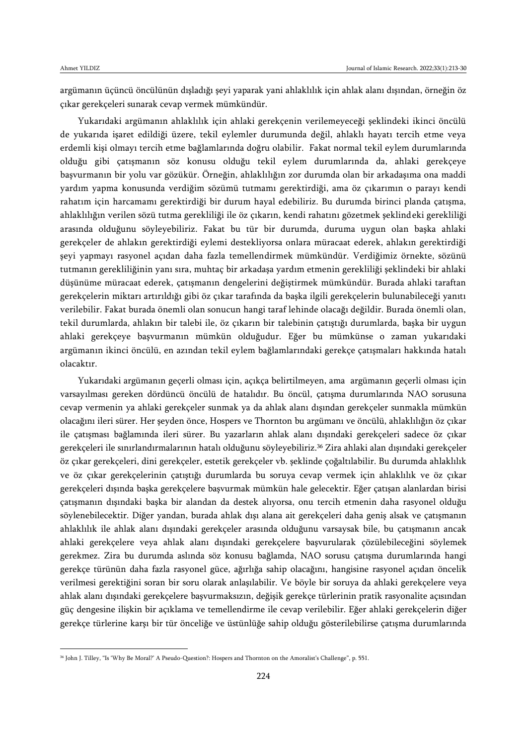argümanın üçüncü öncülünün dışladığı şeyi yaparak yani ahlaklılık için ahlak alanı dışından, örneğin öz çıkar gerekçeleri sunarak cevap vermek mümkündür.

Yukarıdaki argümanın ahlaklılık için ahlaki gerekçenin verilemeyeceği şeklindeki ikinci öncülü de yukarıda işaret edildiği üzere, tekil eylemler durumunda değil, ahlaklı hayatı tercih etme veya erdemli kişi olmayı tercih etme bağlamlarında doğru olabilir. Fakat normal tekil eylem durumlarında olduğu gibi çatışmanın söz konusu olduğu tekil eylem durumlarında da, ahlaki gerekçeye başvurmanın bir yolu var gözükür. Örneğin, ahlaklılığın zor durumda olan bir arkadaşıma ona maddi yardım yapma konusunda verdiğim sözümü tutmamı gerektirdiği, ama öz çıkarımın o parayı kendi rahatım için harcamamı gerektirdiği bir durum hayal edebiliriz. Bu durumda birinci planda çatışma, ahlaklılığın verilen sözü tutma gerekliliği ile öz çıkarın, kendi rahatını gözetmek şeklindeki gerekliliği arasında olduğunu söyleyebiliriz. Fakat bu tür bir durumda, duruma uygun olan başka ahlaki gerekçeler de ahlakın gerektirdiği eylemi destekliyorsa onlara müracaat ederek, ahlakın gerektirdiği şeyi yapmayı rasyonel açıdan daha fazla temellendirmek mümkündür. Verdiğimiz örnekte, sözünü tutmanın gerekliliğinin yanı sıra, muhtaç bir arkadaşa yardım etmenin gerekliliği şeklindeki bir ahlaki düşünüme müracaat ederek, çatışmanın dengelerini değiştirmek mümkündür. Burada ahlaki taraftan gerekçelerin miktarı artırıldığı gibi öz çıkar tarafında da başka ilgili gerekçelerin bulunabileceği yanıtı verilebilir. Fakat burada önemli olan sonucun hangi taraf lehinde olacağı değildir. Burada önemli olan, tekil durumlarda, ahlakın bir talebi ile, öz çıkarın bir talebinin çatıştığı durumlarda, başka bir uygun ahlaki gerekçeye başvurmanın mümkün olduğudur. Eğer bu mümkünse o zaman yukarıdaki argümanın ikinci öncülü, en azından tekil eylem bağlamlarındaki gerekçe çatışmaları hakkında hatalı olacaktır.

Yukarıdaki argümanın geçerli olması için, açıkça belirtilmeyen, ama argümanın geçerli olması için varsayılması gereken dördüncü öncülü de hatalıdır. Bu öncül, çatışma durumlarında NAO sorusuna cevap vermenin ya ahlaki gerekçeler sunmak ya da ahlak alanı dışından gerekçeler sunmakla mümkün olacağını ileri sürer. Her şeyden önce, Hospers ve Thornton bu argümanı ve öncülü, ahlaklılığın öz çıkar ile çatışması bağlamında ileri sürer. Bu yazarların ahlak alanı dışındaki gerekçeleri sadece öz çıkar gerekçeleri ile sınırlandırmalarının hatalı olduğunu söyleyebiliriz.[36] Zira ahlaki alan dışındaki gerekçeler öz çıkar gerekçeleri, dini gerekçeler, estetik gerekçeler vb. şeklinde çoğaltılabilir. Bu durumda ahlaklılık ve öz çıkar gerekçelerinin çatıştığı durumlarda bu soruya cevap vermek için ahlaklılık ve öz çıkar gerekçeleri dışında başka gerekçelere başvurmak mümkün hale gelecektir. Eğer çatışan alanlardan birisi çatışmanın dışındaki başka bir alandan da destek alıyorsa, onu tercih etmenin daha rasyonel olduğu söylenebilecektir. Diğer yandan, burada ahlak dışı alana ait gerekçeleri daha geniş alsak ve çatışmanın ahlaklılık ile ahlak alanı dışındaki gerekçeler arasında olduğunu varsaysak bile, bu çatışmanın ancak ahlaki gerekçelere veya ahlak alanı dışındaki gerekçelere başvurularak çözülebileceğini söylemek gerekmez. Zira bu durumda aslında söz konusu bağlamda, NAO sorusu çatışma durumlarında hangi gerekçe türünün daha fazla rasyonel güce, ağırlığa sahip olacağını, hangisine rasyonel açıdan öncelik verilmesi gerektiğini soran bir soru olarak anlaşılabilir. Ve böyle bir soruya da ahlaki gerekçelere veya ahlak alanı dışındaki gerekçelere başvurmaksızın, değişik gerekçe türlerinin pratik rasyonalite açısından güç dengesine ilişkin bir açıklama ve temellendirme ile cevap verilebilir. Eğer ahlaki gerekçelerin diğer gerekçe türlerine karşı bir tür önceliğe ve üstünlüğe sahip olduğu gösterilebilirse çatışma durumlarında

---

[36] John J. Tilley, "Is 'Why Be Moral?' A Pseudo-Question?: Hospers and Thornton on the Amoralist's Challenge", p. 551.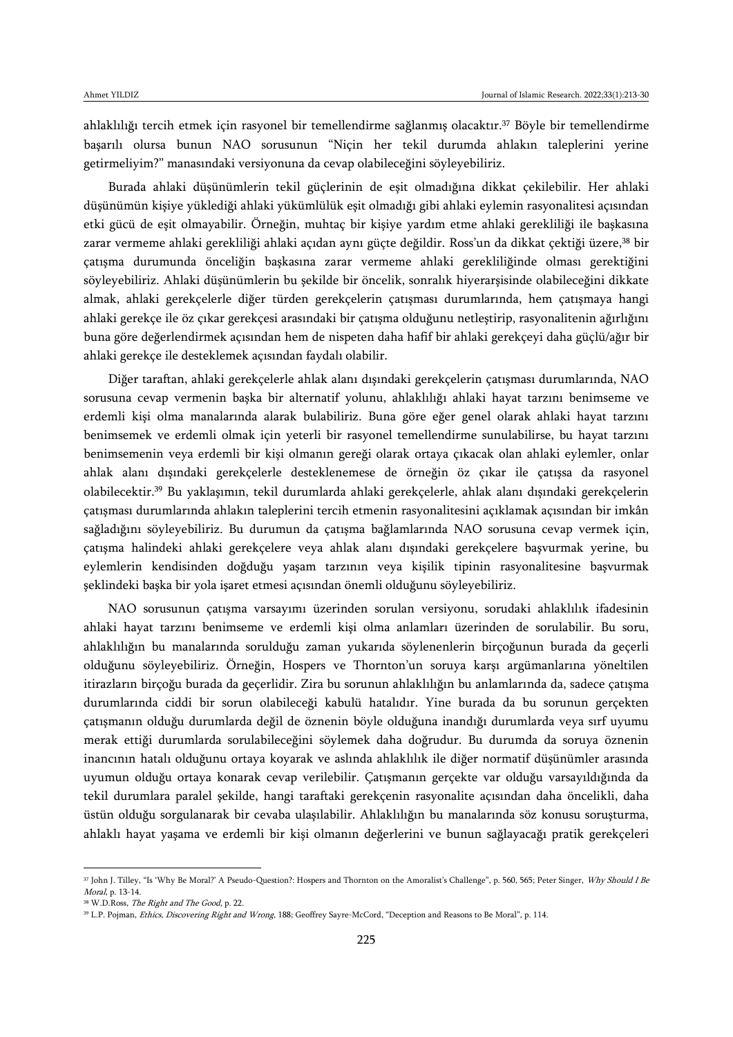ahlaklılığı tercih etmek için rasyonel bir temellendirme sağlanmış olacaktır.[37] Böyle bir temellendirme başarılı olursa bunun NAO sorusunun "Niçin her tekil durumda ahlakın taleplerini yerine getirmeliyim?" manasındaki versiyonuna da cevap olabileceğini söyleyebiliriz.

Burada ahlaki düşünümlerin tekil güçlerinin de eşit olmadığına dikkat çekilebilir. Her ahlaki düşünümün kişiye yüklediği ahlaki yükümlülük eşit olmadığı gibi ahlaki eylemin rasyonalitesi açısından etki gücü de eşit olmayabilir. Örneğin, muhtaç bir kişiye yardım etme ahlaki gerekliliği ile başkasına zarar vermeme ahlaki gerekliliği ahlaki açıdan aynı güçte değildir. Ross'un da dikkat çektiği üzere,[38] bir çatışma durumunda önceliğin başkasına zarar vermeme ahlaki gerekliliğinde olması gerektiğini söyleyebiliriz. Ahlaki düşünümlerin bu şekilde bir öncelik, sonralık hiyerarşisinde olabileceğini dikkate almak, ahlaki gerekçelerle diğer türden gerekçelerin çatışması durumlarında, hem çatışmaya hangi ahlaki gerekçe ile öz çıkar gerekçesi arasındaki bir çatışma olduğunu netleştirip, rasyonalitenin ağırlığını buna göre değerlendirmek açısından hem de nispeten daha hafif bir ahlaki gerekçeyi daha güçlü/ağır bir ahlaki gerekçe ile desteklemek açısından faydalı olabilir.

Diğer taraftan, ahlaki gerekçelerle ahlak alanı dışındaki gerekçelerin çatışması durumlarında, NAO sorusuna cevap vermenin başka bir alternatif yolunu, ahlaklılığı ahlaki hayat tarzını benimseme ve erdemli kişi olma manalarında alarak bulabiliriz. Buna göre eğer genel olarak ahlaki hayat tarzını benimsemek ve erdemli olmak için yeterli bir rasyonel temellendirme sunulabilirse, bu hayat tarzını benimsemenin veya erdemli bir kişi olmanın gereği olarak ortaya çıkacak olan ahlaki eylemler, onlar ahlak alanı dışındaki gerekçelerle desteklenemese de örneğin öz çıkar ile çatışsa da rasyonel olabilecektir.[39] Bu yaklaşımın, tekil durumlarda ahlaki gerekçelerle, ahlak alanı dışındaki gerekçelerin çatışması durumlarında ahlakın taleplerini tercih etmenin rasyonalitesini açıklamak açısından bir imkân sağladığını söyleyebiliriz. Bu durumun da çatışma bağlamlarında NAO sorusuna cevap vermek için, çatışma halindeki ahlaki gerekçelere veya ahlak alanı dışındaki gerekçelere başvurmak yerine, bu eylemlerin kendisinden doğduğu yaşam tarzının veya kişilik tipinin rasyonalitesine başvurmak şeklindeki başka bir yola işaret etmesi açısından önemli olduğunu söyleyebiliriz.

NAO sorusunun çatışma varsayımı üzerinden sorulan versiyonu, sorudaki ahlaklılık ifadesinin ahlaki hayat tarzını benimseme ve erdemli kişi olma anlamları üzerinden de sorulabilir. Bu soru, ahlaklılığın bu manalarında sorulduğu zaman yukarıda söylenenlerin birçoğunun burada da geçerli olduğunu söyleyebiliriz. Örneğin, Hospers ve Thornton'un soruya karşı argümanlarına yöneltilen itirazların birçoğu burada da geçerlidir. Zira bu sorunun ahlaklılığın bu anlamlarında da, sadece çatışma durumlarında ciddi bir sorun olabileceği kabulü hatalıdır. Yine burada da bu sorunun gerçekten çatışmanın olduğu durumlarda değil de öznenin böyle olduğuna inandığı durumlarda veya sırf uyumu merak ettiği durumlarda sorulabileceğini söylemek daha doğrudur. Bu durumda da soruya öznenin inancının hatalı olduğunu ortaya koyarak ve aslında ahlaklılık ile diğer normatif düşünümler arasında uyumun olduğu ortaya konarak cevap verilebilir. Çatışmanın gerçekte var olduğu varsayıldığında da tekil durumlara paralel şekilde, hangi taraftaki gerekçenin rasyonalite açısından daha öncelikli, daha üstün olduğu sorgulanarak bir cevaba ulaşılabilir. Ahlaklılığın bu manalarında söz konusu soruşturma, ahlaklı hayat yaşama ve erdemli bir kişi olmanın değerlerini ve bunun sağlayacağı pratik gerekçeleri

---

[37] John J. Tilley, "Is 'Why Be Moral?' A Pseudo-Question?: Hospers and Thornton on the Amoralist's Challenge", p. 560, 565; Peter Singer, *Why Should I Be Moral*, p. 13-14.

[38] W.D.Ross, *The Right and The Good*, p. 22.

[39] L.P. Pojman, *Ethics, Discovering Right and Wrong*, 188; Geoffrey Sayre-McCord, "Deception and Reasons to Be Moral", p. 114.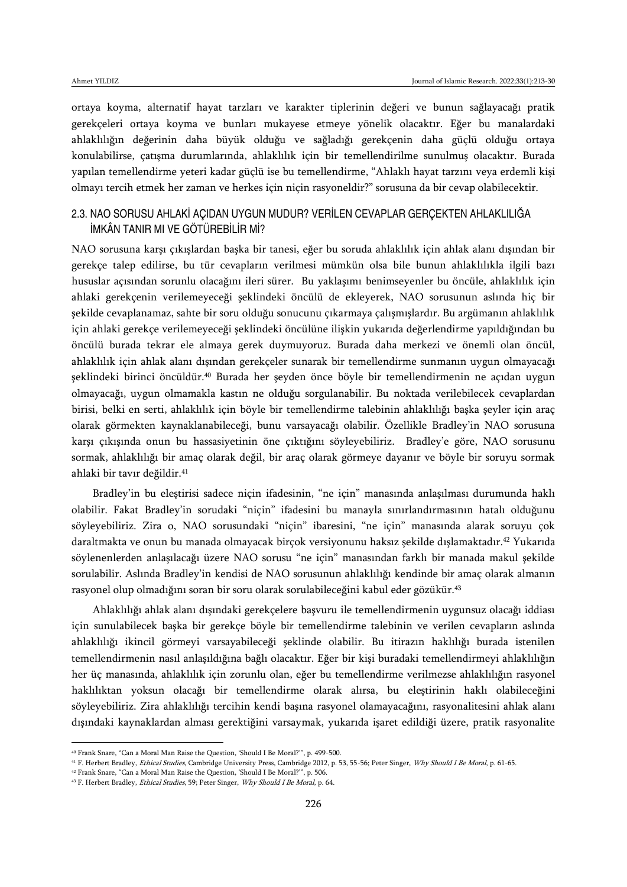ortaya koyma, alternatif hayat tarzları ve karakter tiplerinin değeri ve bunun sağlayacağı pratik gerekçeleri ortaya koyma ve bunları mukayese etmeye yönelik olacaktır. Eğer bu manalardaki ahlaklılığın değerinin daha büyük olduğu ve sağladığı gerekçenin daha güçlü olduğu ortaya konulabilirse, çatışma durumlarında, ahlaklılık için bir temellendirilme sunulmuş olacaktır. Burada yapılan temellendirme yeteri kadar güçlü ise bu temellendirme, "Ahlaklı hayat tarzını veya erdemli kişi olmayı tercih etmek her zaman ve herkes için niçin rasyoneldir?" sorusuna da bir cevap olabilecektir.

### 2.3. NAO SORUSU AHLAKİ AÇIDAN UYGUN MUDUR? VERİLEN CEVAPLAR GERÇEKTEN AHLAKLILIĞA İMKÂN TANIR MI VE GÖTÜREBİLİR Mİ?

NAO sorusuna karşı çıkışlardan başka bir tanesi, eğer bu soruda ahlaklılık için ahlak alanı dışından bir gerekçe talep edilirse, bu tür cevapların verilmesi mümkün olsa bile bunun ahlaklılıkla ilgili bazı hususlar açısından sorunlu olacağını ileri sürer. Bu yaklaşımı benimseyenler bu öncüle, ahlaklılık için ahlaki gerekçenin verilemeyeceği şeklindeki öncülü de ekleyerek, NAO sorusunun aslında hiç bir şekilde cevaplanamaz, sahte bir soru olduğu sonucunu çıkarmaya çalışmışlardır. Bu argümanın ahlaklılık için ahlaki gerekçe verilemeyeceği şeklindeki öncülüne ilişkin yukarıda değerlendirme yapıldığından bu öncülü burada tekrar ele almaya gerek duymuyoruz. Burada daha merkezi ve önemli olan öncül, ahlaklılık için ahlak alanı dışından gerekçeler sunarak bir temellendirme sunmanın uygun olmayacağı şeklindeki birinci öncüldür.[40] Burada her şeyden önce böyle bir temellendirmenin ne açıdan uygun olmayacağı, uygun olmamakla kastın ne olduğu sorgulanabilir. Bu noktada verilebilecek cevaplardan birisi, belki en serti, ahlaklılık için böyle bir temellendirme talebinin ahlaklılığı başka şeyler için araç olarak görmekten kaynaklanabileceği, bunu varsayacağı olabilir. Özellikle Bradley'in NAO sorusuna karşı çıkışında onun bu hassasiyetinin öne çıktığını söyleyebiliriz. Bradley'e göre, NAO sorusunu sormak, ahlaklılığı bir amaç olarak değil, bir araç olarak görmeye dayanır ve böyle bir soruyu sormak ahlaki bir tavır değildir.[41]

Bradley'in bu eleştirisi sadece niçin ifadesinin, "ne için" manasında anlaşılması durumunda haklı olabilir. Fakat Bradley'in sorudaki "niçin" ifadesini bu manayla sınırlandırmasının hatalı olduğunu söyleyebiliriz. Zira o, NAO sorusundaki "niçin" ibaresini, "ne için" manasında alarak soruyu çok daraltmakta ve onun bu manada olmayacak birçok versiyonunu haksız şekilde dışlamaktadır.[42] Yukarıda söylenenlerden anlaşılacağı üzere NAO sorusu "ne için" manasından farklı bir manada makul şekilde sorulabilir. Aslında Bradley'in kendisi de NAO sorusunun ahlaklılığı kendinde bir amaç olarak almanın rasyonel olup olmadığını soran bir soru olarak sorulabileceğini kabul eder gözükür.[43]

Ahlaklılığı ahlak alanı dışındaki gerekçelere başvuru ile temellendirmenin uygunsuz olacağı iddiası için sunulabilecek başka bir gerekçe böyle bir temellendirme talebinin ve verilen cevapların aslında ahlaklılığı ikincil görmeyi varsayabileceği şeklinde olabilir. Bu itirazın haklılığı burada istenilen temellendirmenin nasıl anlaşıldığına bağlı olacaktır. Eğer bir kişi buradaki temellendirmeyi ahlaklılığın her üç manasında, ahlaklılık için zorunlu olan, eğer bu temellendirme verilmezse ahlaklılığın rasyonel haklılıktan yoksun olacağı bir temellendirme olarak alırsa, bu eleştirinin haklı olabileceğini söyleyebiliriz. Zira ahlaklılığı tercihin kendi başına rasyonel olamayacağını, rasyonalitesini ahlak alanı dışındaki kaynaklardan alması gerektiğini varsaymak, yukarıda işaret edildiği üzere, pratik rasyonalite

---

[40] Frank Snare, "Can a Moral Man Raise the Question, 'Should I Be Moral?'", p. 499-500.

[41] F. Herbert Bradley, *Ethical Studies*, Cambridge University Press, Cambridge 2012, p. 53, 55-56; Peter Singer, *Why Should I Be Moral*, p. 61-65.

[42] Frank Snare, "Can a Moral Man Raise the Question, 'Should I Be Moral?'", p. 506.

[43] F. Herbert Bradley, *Ethical Studies*, 59; Peter Singer, *Why Should I Be Moral*, p. 64.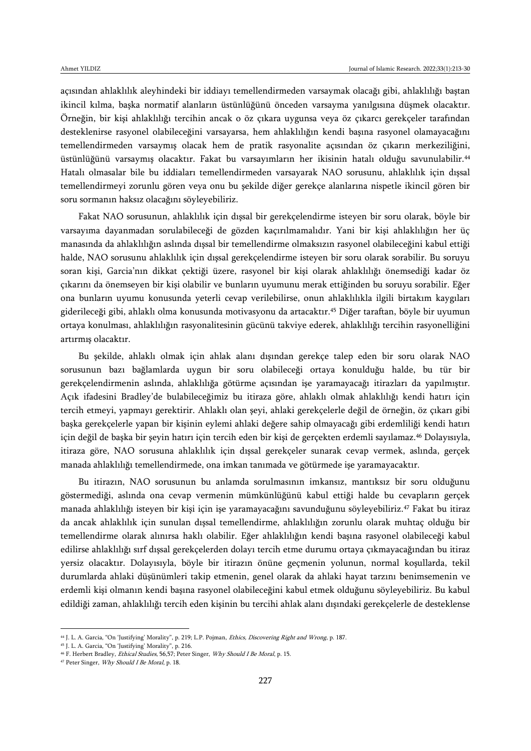açısından ahlaklılık aleyhindeki bir iddiayı temellendirmeden varsaymak olacağı gibi, ahlaklılığı baştan ikincil kılma, başka normatif alanların üstünlüğünü önceden varsayma yanılgısına düşmek olacaktır. Örneğin, bir kişi ahlaklılığı tercihin ancak o öz çıkara uygunsa veya öz çıkarcı gerekçeler tarafından desteklenirse rasyonel olabileceğini varsayarsa, hem ahlaklılığın kendi başına rasyonel olamayacağını temellendirmeden varsaymış olacak hem de pratik rasyonalite açısından öz çıkarın merkeziliğini, üstünlüğünü varsaymış olacaktır. Fakat bu varsayımların her ikisinin hatalı olduğu savunulabilir.[44] Hatalı olmasalar bile bu iddiaları temellendirmeden varsayarak NAO sorusunu, ahlaklılık için dışsal temellendirmeyi zorunlu gören veya onu bu şekilde diğer gerekçe alanlarına nispetle ikincil gören bir soru sormanın haksız olacağını söyleyebiliriz.

Fakat NAO sorusunun, ahlaklılık için dışsal bir gerekçelendirme isteyen bir soru olarak, böyle bir varsayıma dayanmadan sorulabileceği de gözden kaçırılmamalıdır. Yani bir kişi ahlaklılığın her üç manasında da ahlaklılığın aslında dışsal bir temellendirme olmaksızın rasyonel olabileceğini kabul ettiği halde, NAO sorusunu ahlaklılık için dışsal gerekçelendirme isteyen bir soru olarak sorabilir. Bu soruyu soran kişi, Garcia'nın dikkat çektiği üzere, rasyonel bir kişi olarak ahlaklılığı önemsediği kadar öz çıkarını da önemseyen bir kişi olabilir ve bunların uyumunu merak ettiğinden bu soruyu sorabilir. Eğer ona bunların uyumu konusunda yeterli cevap verilebilirse, onun ahlaklılıkla ilgili birtakım kaygıları giderileceği gibi, ahlaklı olma konusunda motivasyonu da artacaktır.[45] Diğer taraftan, böyle bir uyumun ortaya konulması, ahlaklılığın rasyonalitesinin gücünü takviye ederek, ahlaklılığı tercihin rasyonelliğini artırmış olacaktır.

Bu şekilde, ahlaklı olmak için ahlak alanı dışından gerekçe talep eden bir soru olarak NAO sorusunun bazı bağlamlarda uygun bir soru olabileceği ortaya konulduğu halde, bu tür bir gerekçelendirmenin aslında, ahlaklılığa götürme açısından işe yaramayacağı itirazları da yapılmıştır. Açık ifadesini Bradley'de bulabileceğimiz bu itiraza göre, ahlaklı olmak ahlaklılığı kendi hatırı için tercih etmeyi, yapmayı gerektirir. Ahlaklı olan şeyi, ahlaki gerekçelerle değil de örneğin, öz çıkarı gibi başka gerekçelerle yapan bir kişinin eylemi ahlaki değere sahip olmayacağı gibi erdemliliği kendi hatırı için değil de başka bir şeyin hatırı için tercih eden bir kişi de gerçekten erdemli sayılamaz.[46] Dolayısıyla, itiraza göre, NAO sorusuna ahlaklılık için dışsal gerekçeler sunarak cevap vermek, aslında, gerçek manada ahlaklılığı temellendirmede, ona imkan tanımada ve götürmede işe yaramayacaktır.

Bu itirazın, NAO sorusunun bu anlamda sorulmasının imkansız, mantıksız bir soru olduğunu göstermediği, aslında ona cevap vermenin mümkünlüğünü kabul ettiği halde bu cevapların gerçek manada ahlaklılığı isteyen bir kişi için işe yaramayacağını savunduğunu söyleyebiliriz.[47] Fakat bu itiraz da ancak ahlaklılık için sunulan dışsal temellendirme, ahlaklılığın zorunlu olarak muhtaç olduğu bir temellendirme olarak alınırsa haklı olabilir. Eğer ahlaklılığın kendi başına rasyonel olabileceği kabul edilirse ahlaklılığı sırf dışsal gerekçelerden dolayı tercih etme durumu ortaya çıkmayacağından bu itiraz yersiz olacaktır. Dolayısıyla, böyle bir itirazın önüne geçmenin yolunun, normal koşullarda, tekil durumlarda ahlaki düşünümleri takip etmenin, genel olarak da ahlaki hayat tarzını benimsemenin ve erdemli kişi olmanın kendi başına rasyonel olabileceğini kabul etmek olduğunu söyleyebiliriz. Bu kabul edildiği zaman, ahlaklılığı tercih eden kişinin bu tercihi ahlak alanı dışındaki gerekçelerle de desteklense

---

[44] J. L. A. Garcia, "On 'Justifying' Morality", p. 219; L.P. Pojman, *Ethics, Discovering Right and Wrong*, p. 187.

[45] J. L. A. Garcia, "On 'Justifying' Morality", p. 216.

[46] F. Herbert Bradley, *Ethical Studies*, 56,57; Peter Singer, *Why Should I Be Moral*, p. 15.

[47] Peter Singer, *Why Should I Be Moral*, p. 18.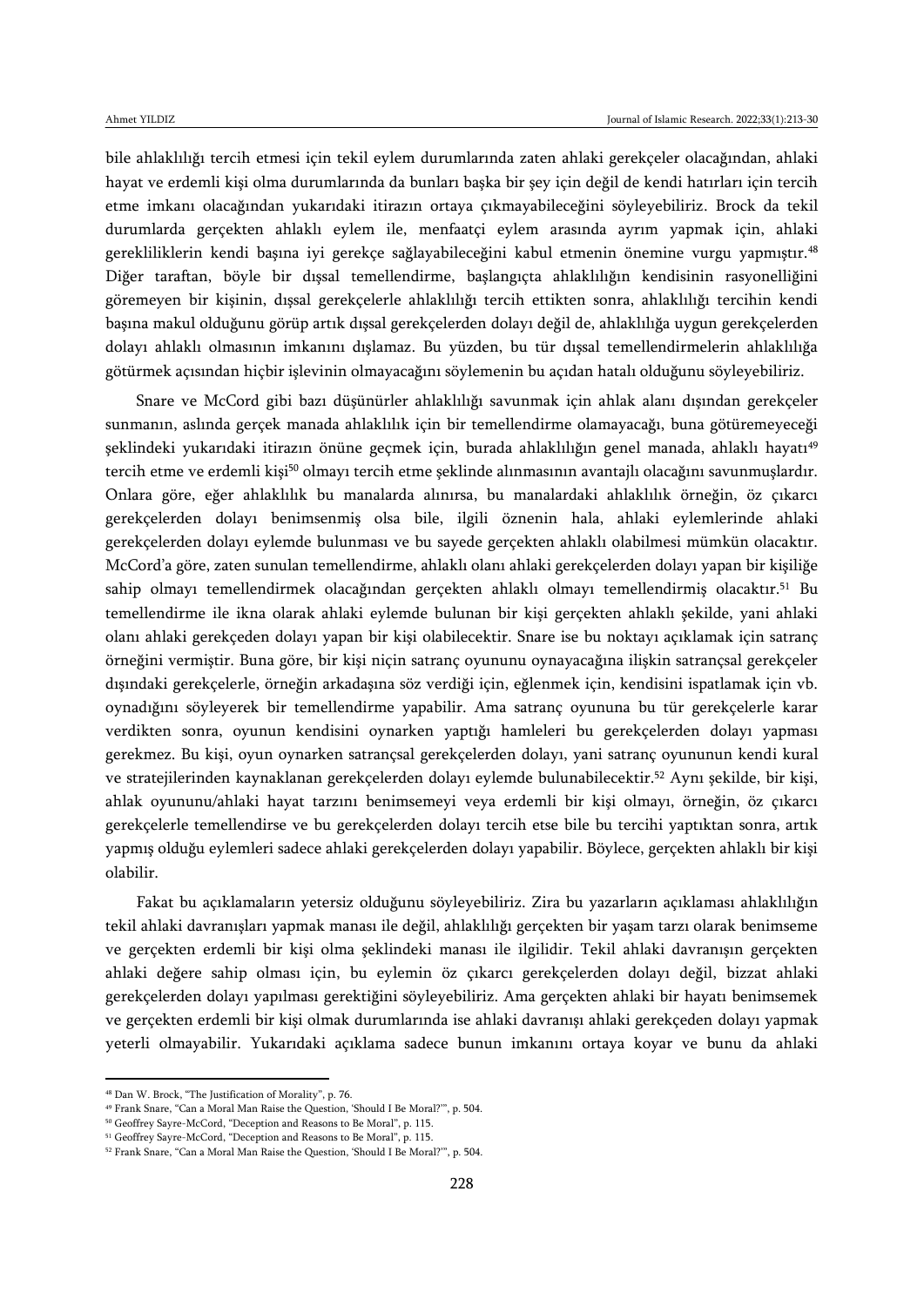bile ahlaklılığı tercih etmesi için tekil eylem durumlarında zaten ahlaki gerekçeler olacağından, ahlaki hayat ve erdemli kişi olma durumlarında da bunları başka bir şey için değil de kendi hatırları için tercih etme imkanı olacağından yukarıdaki itirazın ortaya çıkmayabileceğini söyleyebiliriz. Brock da tekil durumlarda gerçekten ahlaklı eylem ile, menfaatçi eylem arasında ayrım yapmak için, ahlaki gerekliliklerin kendi başına iyi gerekçe sağlayabileceğini kabul etmenin önemine vurgu yapmıştır.[48] Diğer taraftan, böyle bir dışsal temellendirme, başlangıçta ahlaklılığın kendisinin rasyonelliğini göremeyen bir kişinin, dışsal gerekçelerle ahlaklılığı tercih ettikten sonra, ahlaklılığı tercihin kendi başına makul olduğunu görüp artık dışsal gerekçelerden dolayı değil de, ahlaklılığa uygun gerekçelerden dolayı ahlaklı olmasının imkanını dışlamaz. Bu yüzden, bu tür dışsal temellendirmelerin ahlaklılığa götürmek açısından hiçbir işlevinin olmayacağını söylemenin bu açıdan hatalı olduğunu söyleyebiliriz.

Snare ve McCord gibi bazı düşünürler ahlaklılığı savunmak için ahlak alanı dışından gerekçeler sunmanın, aslında gerçek manada ahlaklılık için bir temellendirme olamayacağı, buna götüremeyeceği şeklindeki yukarıdaki itirazın önüne geçmek için, burada ahlaklılığın genel manada, ahlaklı hayatı[49] tercih etme ve erdemli kişi[50] olmayı tercih etme şeklinde alınmasının avantajlı olacağını savunmuşlardır. Onlara göre, eğer ahlaklılık bu manalarda alınırsa, bu manalardaki ahlaklılık örneğin, öz çıkarcı gerekçelerden dolayı benimsenmiş olsa bile, ilgili öznenin hala, ahlaki eylemlerinde ahlaki gerekçelerden dolayı eylemde bulunması ve bu sayede gerçekten ahlaklı olabilmesi mümkün olacaktır. McCord'a göre, zaten sunulan temellendirme, ahlaklı olanı ahlaki gerekçelerden dolayı yapan bir kişiliğe sahip olmayı temellendirmek olacağından gerçekten ahlaklı olmayı temellendirmiş olacaktır.[51] Bu temellendirme ile ikna olarak ahlaki eylemde bulunan bir kişi gerçekten ahlaklı şekilde, yani ahlaki olanı ahlaki gerekçeden dolayı yapan bir kişi olabilecektir. Snare ise bu noktayı açıklamak için satranç örneğini vermiştir. Buna göre, bir kişi niçin satranç oyununu oynayacağına ilişkin satrançsal gerekçeler dışındaki gerekçelerle, örneğin arkadaşına söz verdiği için, eğlenmek için, kendisini ispatlamak için vb. oynadığını söyleyerek bir temellendirme yapabilir. Ama satranç oyununa bu tür gerekçelerle karar verdikten sonra, oyunun kendisini oynarken yaptığı hamleleri bu gerekçelerden dolayı yapması gerekmez. Bu kişi, oyun oynarken satrançsal gerekçelerden dolayı, yani satranç oyununun kendi kural ve stratejilerinden kaynaklanan gerekçelerden dolayı eylemde bulunabilecektir.[52] Aynı şekilde, bir kişi, ahlak oyununu/ahlaki hayat tarzını benimsemeyi veya erdemli bir kişi olmayı, örneğin, öz çıkarcı gerekçelerle temellendirse ve bu gerekçelerden dolayı tercih etse bile bu tercihi yaptıktan sonra, artık yapmış olduğu eylemleri sadece ahlaki gerekçelerden dolayı yapabilir. Böylece, gerçekten ahlaklı bir kişi olabilir.

Fakat bu açıklamaların yetersiz olduğunu söyleyebiliriz. Zira bu yazarların açıklaması ahlaklılığın tekil ahlaki davranışları yapmak manası ile değil, ahlaklılığı gerçekten bir yaşam tarzı olarak benimseme ve gerçekten erdemli bir kişi olma şeklindeki manası ile ilgilidir. Tekil ahlaki davranışın gerçekten ahlaki değere sahip olması için, bu eylemin öz çıkarcı gerekçelerden dolayı değil, bizzat ahlaki gerekçelerden dolayı yapılması gerektiğini söyleyebiliriz. Ama gerçekten ahlaki bir hayatı benimsemek ve gerçekten erdemli bir kişi olmak durumlarında ise ahlaki davranışı ahlaki gerekçeden dolayı yapmak yeterli olmayabilir. Yukarıdaki açıklama sadece bunun imkanını ortaya koyar ve bunu da ahlaki

---

[48] Dan W. Brock, "The Justification of Morality", p. 76.

[49] Frank Snare, "Can a Moral Man Raise the Question, 'Should I Be Moral?'", p. 504.

[50] Geoffrey Sayre-McCord, "Deception and Reasons to Be Moral", p. 115.

[51] Geoffrey Sayre-McCord, "Deception and Reasons to Be Moral", p. 115.

[52] Frank Snare, "Can a Moral Man Raise the Question, 'Should I Be Moral?'", p. 504.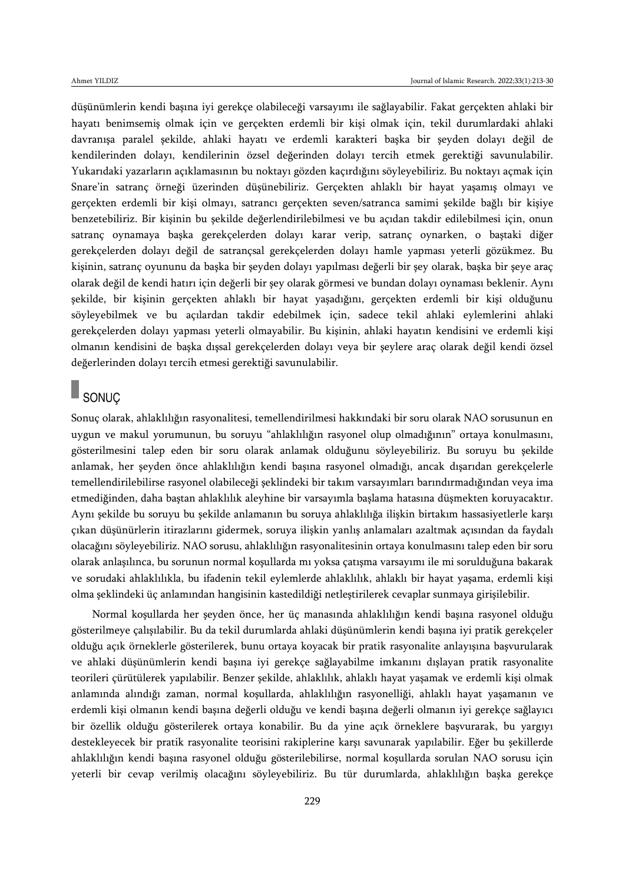düşünümlerin kendi başına iyi gerekçe olabileceği varsayımı ile sağlayabilir. Fakat gerçekten ahlaki bir hayatı benimsemiş olmak için ve gerçekten erdemli bir kişi olmak için, tekil durumlardaki ahlaki davranışa paralel şekilde, ahlaki hayatı ve erdemli karakteri başka bir şeyden dolayı değil de kendilerinden dolayı, kendilerinin özsel değerinden dolayı tercih etmek gerektiği savunulabilir. Yukarıdaki yazarların açıklamasının bu noktayı gözden kaçırdığını söyleyebiliriz. Bu noktayı açmak için Snare'in satranç örneği üzerinden düşünebiliriz. Gerçekten ahlaklı bir hayat yaşamış olmayı ve gerçekten erdemli bir kişi olmayı, satrancı gerçekten seven/satranca samimi şekilde bağlı bir kişiye benzetebiliriz. Bir kişinin bu şekilde değerlendirilebilmesi ve bu açıdan takdir edilebilmesi için, onun satranç oynamaya başka gerekçelerden dolayı karar verip, satranç oynarken, o baştaki diğer gerekçelerden dolayı değil de satrançsal gerekçelerden dolayı hamle yapması yeterli gözükmez. Bu kişinin, satranç oyununu da başka bir şeyden dolayı yapılması değerli bir şey olarak, başka bir şeye araç olarak değil de kendi hatırı için değerli bir şey olarak görmesi ve bundan dolayı oynaması beklenir. Aynı şekilde, bir kişinin gerçekten ahlaklı bir hayat yaşadığını, gerçekten erdemli bir kişi olduğunu söyleyebilmek ve bu açılardan takdir edebilmek için, sadece tekil ahlaki eylemlerini ahlaki gerekçelerden dolayı yapması yeterli olmayabilir. Bu kişinin, ahlaki hayatın kendisini ve erdemli kişi olmanın kendisini de başka dışsal gerekçelerden dolayı veya bir şeylere araç olarak değil kendi özsel değerlerinden dolayı tercih etmesi gerektiği savunulabilir.

## SONUÇ

Sonuç olarak, ahlaklılığın rasyonalitesi, temellendirilmesi hakkındaki bir soru olarak NAO sorusunun en uygun ve makul yorumunun, bu soruyu "ahlaklılığın rasyonel olup olmadığının" ortaya konulmasını, gösterilmesini talep eden bir soru olarak anlamak olduğunu söyleyebiliriz. Bu soruyu bu şekilde anlamak, her şeyden önce ahlaklılığın kendi başına rasyonel olmadığı, ancak dışarıdan gerekçelerle temellendirilebilirse rasyonel olabileceği şeklindeki bir takım varsayımları barındırmadığından veya ima etmediğinden, daha baştan ahlaklılık aleyhine bir varsayımla başlama hatasına düşmekten koruyacaktır. Aynı şekilde bu soruyu bu şekilde anlamanın bu soruya ahlaklılığa ilişkin birtakım hassasiyetlerle karşı çıkan düşünürlerin itirazlarını gidermek, soruya ilişkin yanlış anlamaları azaltmak açısından da faydalı olacağını söyleyebiliriz. NAO sorusu, ahlaklılığın rasyonalitesinin ortaya konulmasını talep eden bir soru olarak anlaşılınca, bu sorunun normal koşullarda mı yoksa çatışma varsayımı ile mi sorulduğuna bakarak ve sorudaki ahlaklılıkla, bu ifadenin tekil eylemlerde ahlaklılık, ahlaklı bir hayat yaşama, erdemli kişi olma şeklindeki üç anlamından hangisinin kastedildiği netleştirilerek cevaplar sunmaya girişilebilir.

Normal koşullarda her şeyden önce, her üç manasında ahlaklılığın kendi başına rasyonel olduğu gösterilmeye çalışılabilir. Bu da tekil durumlarda ahlaki düşünümlerin kendi başına iyi pratik gerekçeler olduğu açık örneklerle gösterilerek, bunu ortaya koyacak bir pratik rasyonalite anlayışına başvurularak ve ahlaki düşünümlerin kendi başına iyi gerekçe sağlayabilme imkanını dışlayan pratik rasyonalite teorileri çürütülerek yapılabilir. Benzer şekilde, ahlaklılık, ahlaklı hayat yaşamak ve erdemli kişi olmak anlamında alındığı zaman, normal koşullarda, ahlaklılığın rasyonelliği, ahlaklı hayat yaşamanın ve erdemli kişi olmanın kendi başına değerli olduğu ve kendi başına değerli olmanın iyi gerekçe sağlayıcı bir özellik olduğu gösterilerek ortaya konabilir. Bu da yine açık örneklere başvurarak, bu yargıyı destekleyecek bir pratik rasyonalite teorisini rakiplerine karşı savunarak yapılabilir. Eğer bu şekillerde ahlaklılığın kendi başına rasyonel olduğu gösterilebilirse, normal koşullarda sorulan NAO sorusu için yeterli bir cevap verilmiş olacağını söyleyebiliriz. Bu tür durumlarda, ahlaklılığın başka gerekçe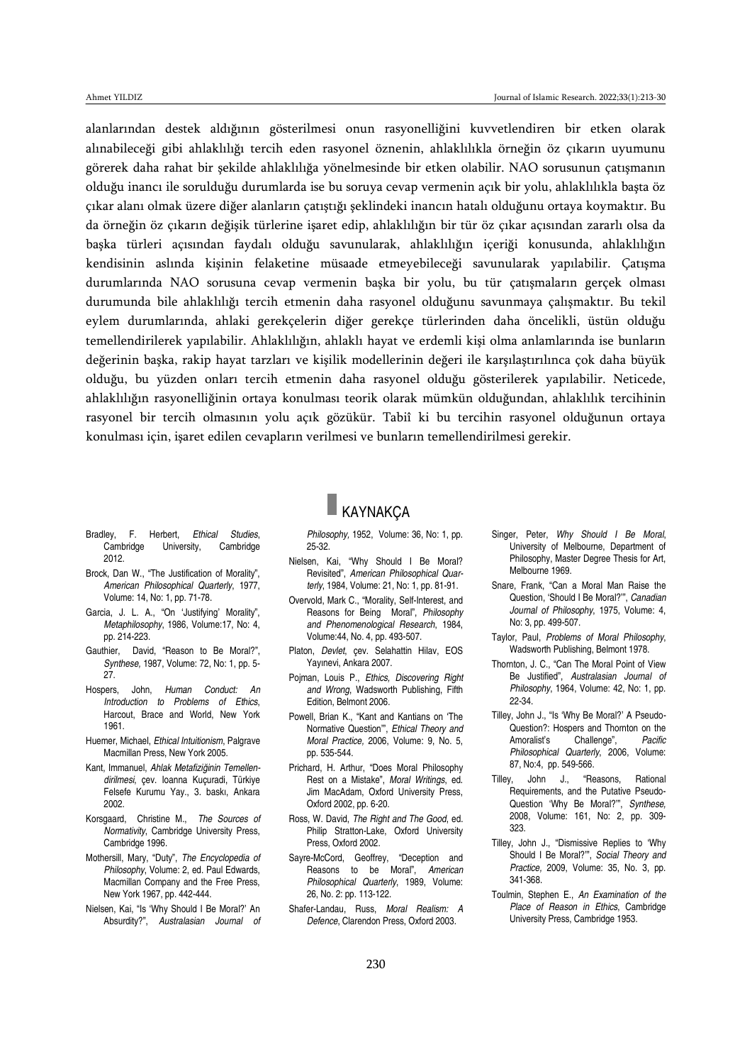alanlarından destek aldığının gösterilmesi onun rasyonelliğini kuvvetlendiren bir etken olarak alınabileceği gibi ahlaklılığı tercih eden rasyonel öznenin, ahlaklılıkla örneğin öz çıkarın uyumunu görerek daha rahat bir şekilde ahlaklılığa yönelmesinde bir etken olabilir. NAO sorusunun çatışmanın olduğu inancı ile sorulduğu durumlarda ise bu soruya cevap vermenin açık bir yolu, ahlaklılıkla başta öz çıkar alanı olmak üzere diğer alanların çatıştığı şeklindeki inancın hatalı olduğunu ortaya koymaktır. Bu da örneğin öz çıkarın değişik türlerine işaret edip, ahlaklılığın bir tür öz çıkar açısından zararlı olsa da başka türleri açısından faydalı olduğu savunularak, ahlaklılığın içeriği konusunda, ahlaklılığın kendisinin aslında kişinin felaketine müsaade etmeyebileceği savunularak yapılabilir. Çatışma durumlarında NAO sorusuna cevap vermenin başka bir yolu, bu tür çatışmaların gerçek olması durumunda bile ahlaklılığı tercih etmenin daha rasyonel olduğunu savunmaya çalışmaktır. Bu tekil eylem durumlarında, ahlaki gerekçelerin diğer gerekçe türlerinden daha öncelikli, üstün olduğu temellendirilerek yapılabilir. Ahlaklılığın, ahlaklı hayat ve erdemli kişi olma anlamlarında ise bunların değerinin başka, rakip hayat tarzları ve kişilik modellerinin değeri ile karşılaştırılınca çok daha büyük olduğu, bu yüzden onları tercih etmenin daha rasyonel olduğu gösterilerek yapılabilir. Neticede, ahlaklılığın rasyonelliğinin ortaya konulması teorik olarak mümkün olduğundan, ahlaklılık tercihinin rasyonel bir tercih olmasının yolu açık gözükür. Tabiî ki bu tercihin rasyonel olduğunun ortaya konulması için, işaret edilen cevapların verilmesi ve bunların temellendirilmesi gerekir.

## KAYNAKÇA

Bradley, F. Herbert, *Ethical Studies*, Cambridge University, Cambridge 2012.

Brock, Dan W., "The Justification of Morality", *American Philosophical Quarterly*, 1977, Volume: 14, No: 1, pp. 71-78.

Garcia, J. L. A., "On 'Justifying' Morality", *Metaphilosophy*, 1986, Volume:17, No: 4, pp. 214-223.

Gauthier, David, "Reason to Be Moral?", *Synthese,* 1987, Volume: 72, No: 1, pp. 5-27.

Hospers, John, *Human Conduct: An Introduction to Problems of Ethics*, Harcout, Brace and World, New York 1961.

Huemer, Michael, *Ethical Intuitionism*, Palgrave Macmillan Press, New York 2005.

Kant, Immanuel, *Ahlak Metafiziğinin Temellendirilmesi*, çev. Ioanna Kuçuradi, Türkiye Felsefe Kurumu Yay., 3. baskı, Ankara 2002.

Korsgaard, Christine M., *The Sources of Normativity*, Cambridge University Press, Cambridge 1996.

Mothersill, Mary, "Duty", *The Encyclopedia of Philosophy*, Volume: 2, ed. Paul Edwards, Macmillan Company and the Free Press, New York 1967, pp. 442-444.

Nielsen, Kai, "Is 'Why Should I Be Moral?' An Absurdity?", *Australasian Journal of Philosophy,* 1952, Volume: 36, No: 1, pp. 25-32.

Nielsen, Kai, "Why Should I Be Moral? Revisited", *American Philosophical Quarterly*, 1984, Volume: 21, No: 1, pp. 81-91.

Overvold, Mark C., "Morality, Self-Interest, and Reasons for Being Moral", *Philosophy and Phenomenological Research*, 1984, Volume:44, No. 4, pp. 493-507.

Platon, *Devlet*, çev. Selahattin Hilav, EOS Yayınevi, Ankara 2007.

Pojman, Louis P., *Ethics, Discovering Right and Wrong*, Wadsworth Publishing, Fifth Edition, Belmont 2006.

Powell, Brian K., "Kant and Kantians on 'The Normative Question'", *Ethical Theory and Moral Practice,* 2006, Volume: 9, No. 5, pp. 535-544.

Prichard, H. Arthur, "Does Moral Philosophy Rest on a Mistake", *Moral Writings*, ed. Jim MacAdam, Oxford University Press, Oxford 2002, pp. 6-20.

Ross, W. David, *The Right and The Good*, ed. Philip Stratton-Lake, Oxford University Press, Oxford 2002.

Sayre-McCord, Geoffrey, "Deception and Reasons to be Moral", *American Philosophical Quarterly*, 1989, Volume: 26, No. 2: pp. 113-122.

Shafer-Landau, Russ, *Moral Realism: A Defence*, Clarendon Press, Oxford 2003.

Singer, Peter, *Why Should I Be Moral*, University of Melbourne, Department of Philosophy, Master Degree Thesis for Art, Melbourne 1969.

Snare, Frank, "Can a Moral Man Raise the Question, 'Should I Be Moral?'", *Canadian Journal of Philosophy*, 1975, Volume: 4, No: 3, pp. 499-507.

Taylor, Paul, *Problems of Moral Philosophy*, Wadsworth Publishing, Belmont 1978.

Thornton, J. C., "Can The Moral Point of View Be Justified", *Australasian Journal of Philosophy*, 1964, Volume: 42, No: 1, pp. 22-34.

Tilley, John J., "Is 'Why Be Moral?' A Pseudo-Question?: Hospers and Thornton on the Amoralist's Challenge", *Pacific Philosophical Quarterly*, 2006, Volume: 87, No:4, pp. 549-566.

Tilley, John J., "Reasons, Rational Requirements, and the Putative Pseudo-Question 'Why Be Moral?'", *Synthese,* 2008, Volume: 161, No: 2, pp. 309-323.

Tilley, John J., "Dismissive Replies to 'Why Should I Be Moral?'", *Social Theory and Practice,* 2009, Volume: 35, No. 3, pp. 341-368.

Toulmin, Stephen E., *An Examination of the Place of Reason in Ethics*, Cambridge University Press, Cambridge 1953.